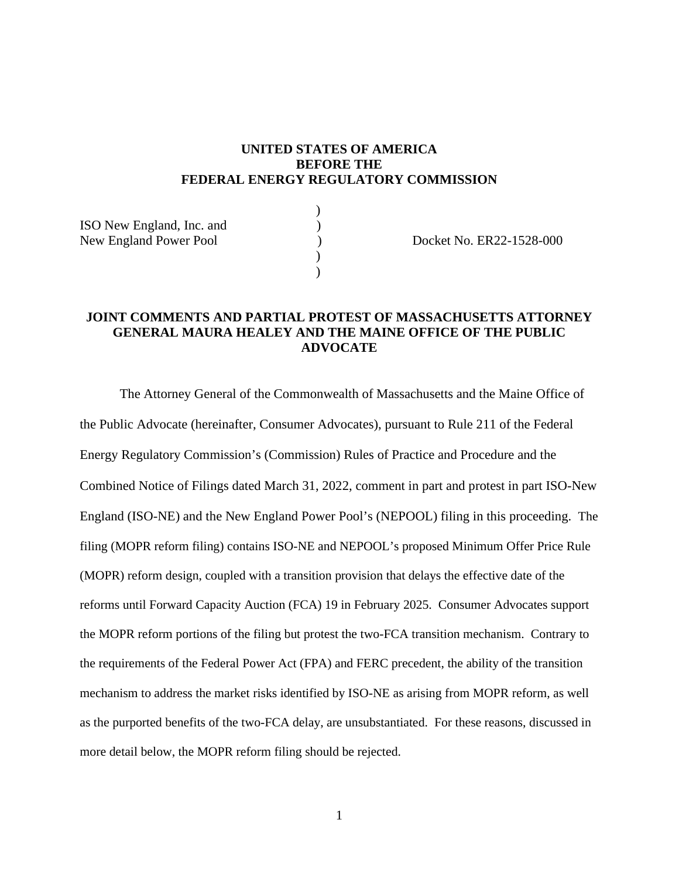**UNITED STATES OF AMERICA**
**BEFORE THE**
**FEDERAL ENERGY REGULATORY COMMISSION**

| | | |
|---|---|---|
| ISO New England, Inc. and | ) | |
| New England Power Pool | ) | Docket No. ER22-1528-000 |

**JOINT COMMENTS AND PARTIAL PROTEST OF MASSACHUSETTS ATTORNEY GENERAL MAURA HEALEY AND THE MAINE OFFICE OF THE PUBLIC ADVOCATE**

The Attorney General of the Commonwealth of Massachusetts and the Maine Office of the Public Advocate (hereinafter, Consumer Advocates), pursuant to Rule 211 of the Federal Energy Regulatory Commission's (Commission) Rules of Practice and Procedure and the Combined Notice of Filings dated March 31, 2022, comment in part and protest in part ISO-New England (ISO-NE) and the New England Power Pool's (NEPOOL) filing in this proceeding. The filing (MOPR reform filing) contains ISO-NE and NEPOOL's proposed Minimum Offer Price Rule (MOPR) reform design, coupled with a transition provision that delays the effective date of the reforms until Forward Capacity Auction (FCA) 19 in February 2025. Consumer Advocates support the MOPR reform portions of the filing but protest the two-FCA transition mechanism. Contrary to the requirements of the Federal Power Act (FPA) and FERC precedent, the ability of the transition mechanism to address the market risks identified by ISO-NE as arising from MOPR reform, as well as the purported benefits of the two-FCA delay, are unsubstantiated. For these reasons, discussed in more detail below, the MOPR reform filing should be rejected.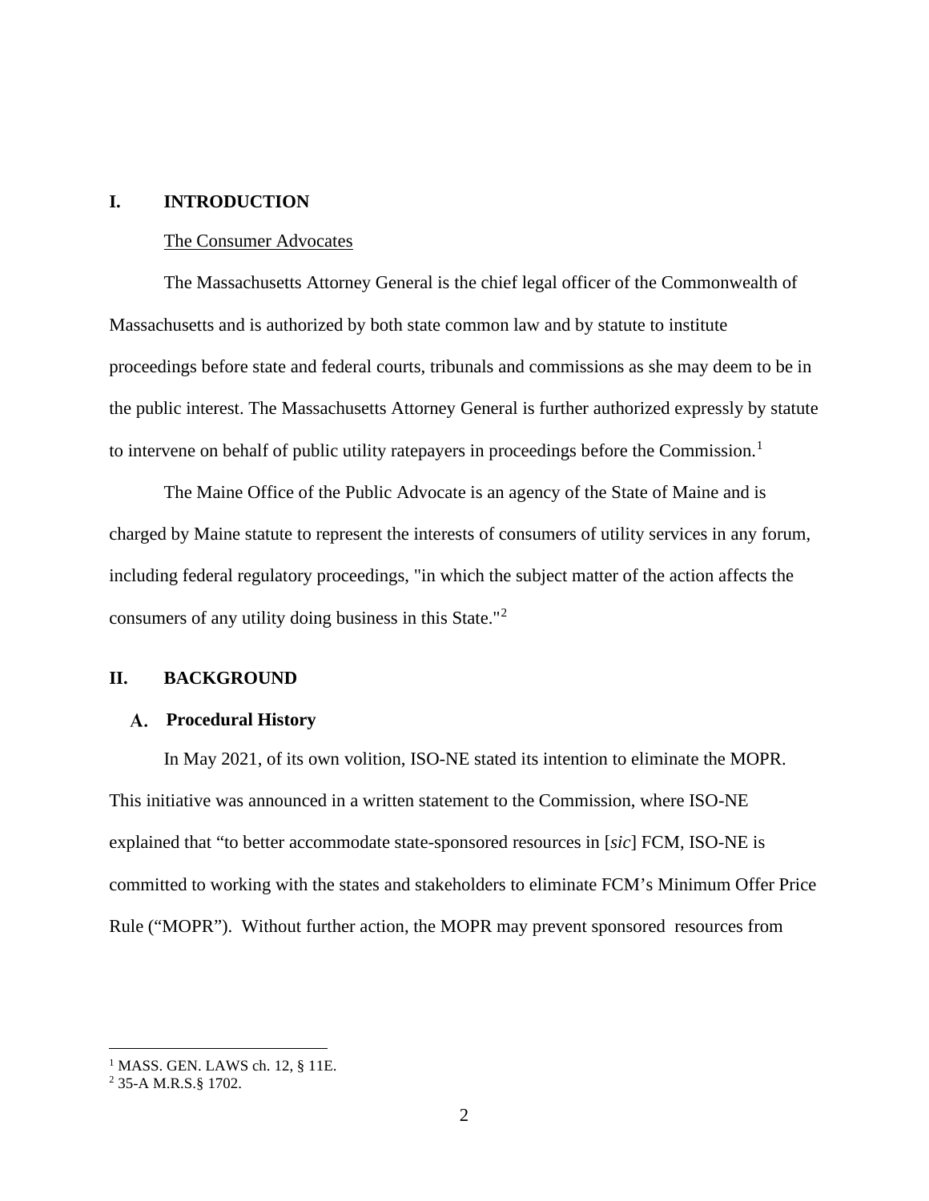## I. INTRODUCTION

The Consumer Advocates

The Massachusetts Attorney General is the chief legal officer of the Commonwealth of Massachusetts and is authorized by both state common law and by statute to institute proceedings before state and federal courts, tribunals and commissions as she may deem to be in the public interest. The Massachusetts Attorney General is further authorized expressly by statute to intervene on behalf of public utility ratepayers in proceedings before the Commission.[1]

The Maine Office of the Public Advocate is an agency of the State of Maine and is charged by Maine statute to represent the interests of consumers of utility services in any forum, including federal regulatory proceedings, "in which the subject matter of the action affects the consumers of any utility doing business in this State."[2]

## II. BACKGROUND

### A. Procedural History

In May 2021, of its own volition, ISO-NE stated its intention to eliminate the MOPR. This initiative was announced in a written statement to the Commission, where ISO-NE explained that "to better accommodate state-sponsored resources in [*sic*] FCM, ISO-NE is committed to working with the states and stakeholders to eliminate FCM's Minimum Offer Price Rule ("MOPR"). Without further action, the MOPR may prevent sponsored resources from

---

[1] MASS. GEN. LAWS ch. 12, § 11E.

[2] 35-A M.R.S.§ 1702.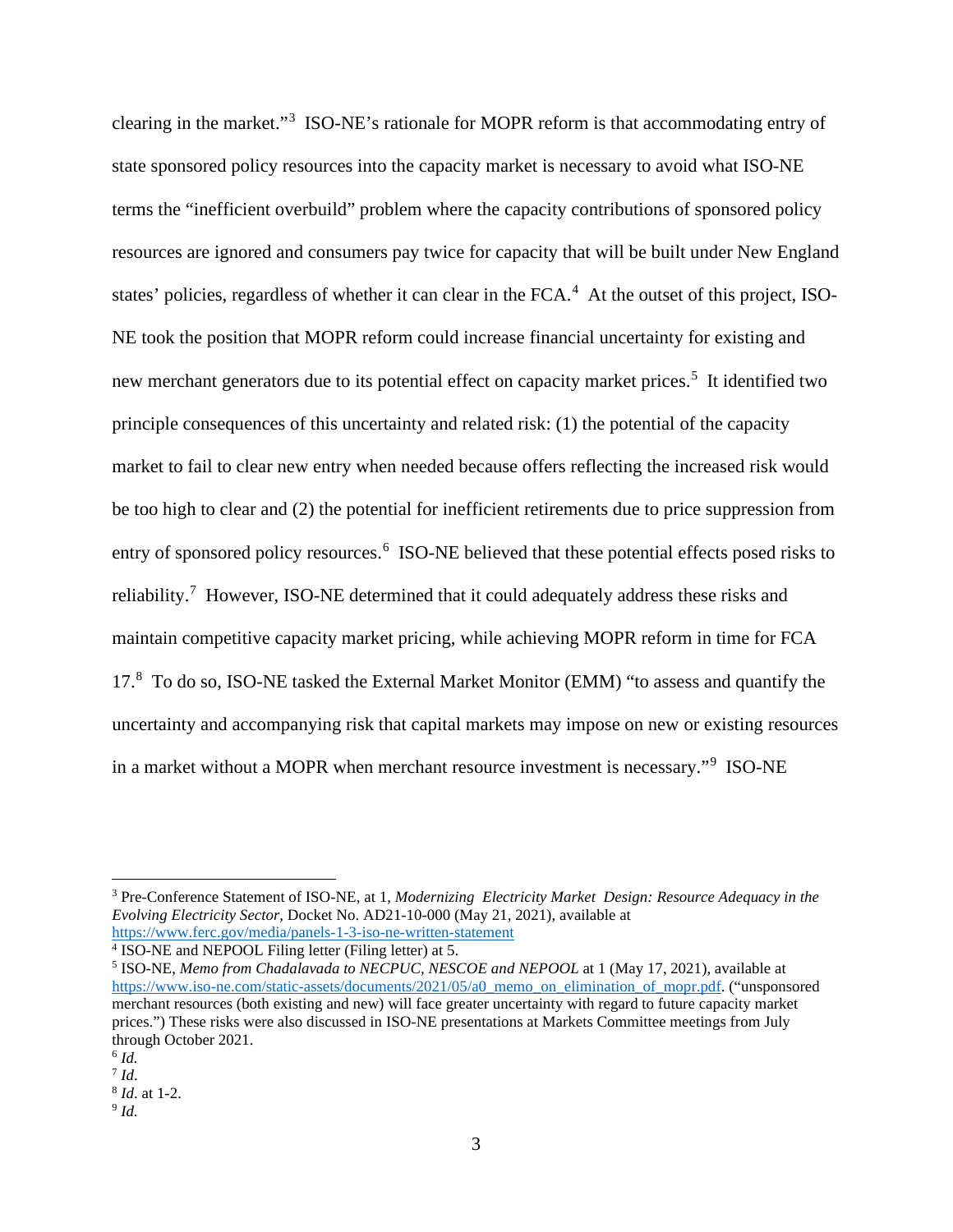clearing in the market."[3] ISO-NE's rationale for MOPR reform is that accommodating entry of state sponsored policy resources into the capacity market is necessary to avoid what ISO-NE terms the "inefficient overbuild" problem where the capacity contributions of sponsored policy resources are ignored and consumers pay twice for capacity that will be built under New England states' policies, regardless of whether it can clear in the FCA.[4] At the outset of this project, ISO-NE took the position that MOPR reform could increase financial uncertainty for existing and new merchant generators due to its potential effect on capacity market prices.[5] It identified two principle consequences of this uncertainty and related risk: (1) the potential of the capacity market to fail to clear new entry when needed because offers reflecting the increased risk would be too high to clear and (2) the potential for inefficient retirements due to price suppression from entry of sponsored policy resources.[6] ISO-NE believed that these potential effects posed risks to reliability.[7] However, ISO-NE determined that it could adequately address these risks and maintain competitive capacity market pricing, while achieving MOPR reform in time for FCA 17.[8] To do so, ISO-NE tasked the External Market Monitor (EMM) "to assess and quantify the uncertainty and accompanying risk that capital markets may impose on new or existing resources in a market without a MOPR when merchant resource investment is necessary."[9] ISO-NE

---

[3] Pre-Conference Statement of ISO-NE, at 1, *Modernizing Electricity Market Design: Resource Adequacy in the Evolving Electricity Sector*, Docket No. AD21-10-000 (May 21, 2021), available at https://www.ferc.gov/media/panels-1-3-iso-ne-written-statement

[4] ISO-NE and NEPOOL Filing letter (Filing letter) at 5.

[5] ISO-NE, *Memo from Chadalavada to NECPUC, NESCOE and NEPOOL* at 1 (May 17, 2021), available at https://www.iso-ne.com/static-assets/documents/2021/05/a0_memo_on_elimination_of_mopr.pdf. ("unsponsored merchant resources (both existing and new) will face greater uncertainty with regard to future capacity market prices.") These risks were also discussed in ISO-NE presentations at Markets Committee meetings from July through October 2021.

[6] *Id.*

[7] *Id*.

[8] *Id*. at 1-2.

[9] *Id.*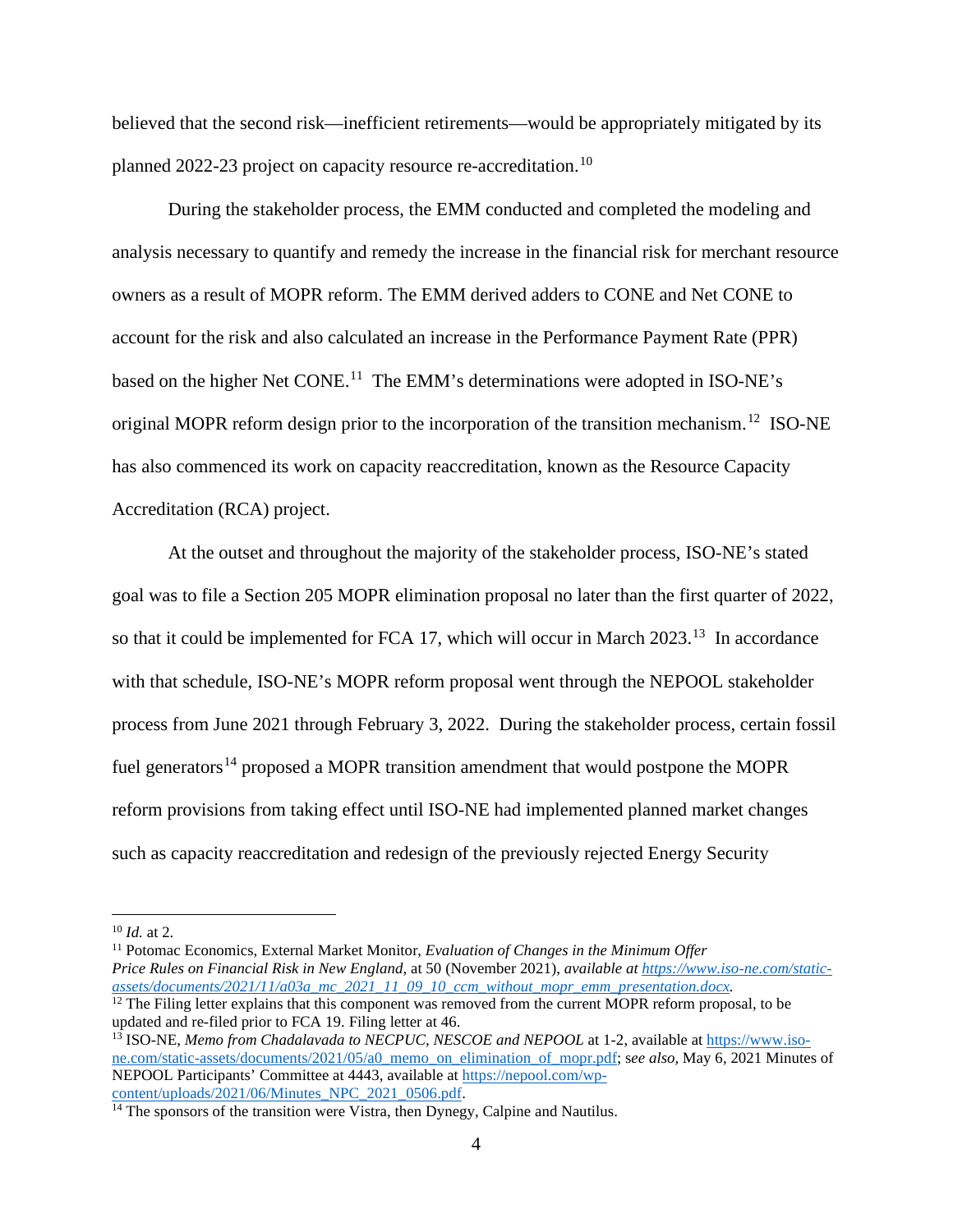believed that the second risk—inefficient retirements—would be appropriately mitigated by its planned 2022-23 project on capacity resource re-accreditation.[10]

During the stakeholder process, the EMM conducted and completed the modeling and analysis necessary to quantify and remedy the increase in the financial risk for merchant resource owners as a result of MOPR reform. The EMM derived adders to CONE and Net CONE to account for the risk and also calculated an increase in the Performance Payment Rate (PPR) based on the higher Net CONE.[11] The EMM's determinations were adopted in ISO-NE's original MOPR reform design prior to the incorporation of the transition mechanism.[12] ISO-NE has also commenced its work on capacity reaccreditation, known as the Resource Capacity Accreditation (RCA) project.

At the outset and throughout the majority of the stakeholder process, ISO-NE's stated goal was to file a Section 205 MOPR elimination proposal no later than the first quarter of 2022, so that it could be implemented for FCA 17, which will occur in March 2023.[13] In accordance with that schedule, ISO-NE's MOPR reform proposal went through the NEPOOL stakeholder process from June 2021 through February 3, 2022. During the stakeholder process, certain fossil fuel generators[14] proposed a MOPR transition amendment that would postpone the MOPR reform provisions from taking effect until ISO-NE had implemented planned market changes such as capacity reaccreditation and redesign of the previously rejected Energy Security

---

[10] *Id.* at 2.

[11] Potomac Economics, External Market Monitor, *Evaluation of Changes in the Minimum Offer Price Rules on Financial Risk in New England*, at 50 (November 2021), *available at https://www.iso-ne.com/static-assets/documents/2021/11/a03a_mc_2021_11_09_10_ccm_without_mopr_emm_presentation.docx.*

[12] The Filing letter explains that this component was removed from the current MOPR reform proposal, to be updated and re-filed prior to FCA 19. Filing letter at 46.

[13] ISO-NE, *Memo from Chadalavada to NECPUC, NESCOE and NEPOOL* at 1-2, available at https://www.iso-ne.com/static-assets/documents/2021/05/a0_memo_on_elimination_of_mopr.pdf; s*ee also,* May 6, 2021 Minutes of NEPOOL Participants' Committee at 4443, available at https://nepool.com/wp-content/uploads/2021/06/Minutes_NPC_2021_0506.pdf.

[14] The sponsors of the transition were Vistra, then Dynegy, Calpine and Nautilus.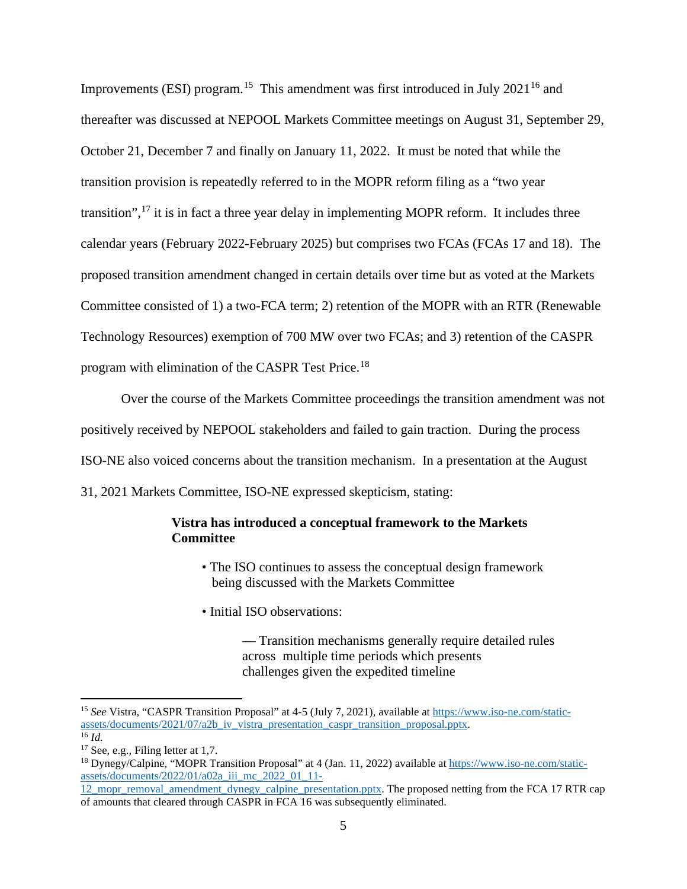Improvements (ESI) program.[15] This amendment was first introduced in July 2021[16] and thereafter was discussed at NEPOOL Markets Committee meetings on August 31, September 29, October 21, December 7 and finally on January 11, 2022. It must be noted that while the transition provision is repeatedly referred to in the MOPR reform filing as a "two year transition",[17] it is in fact a three year delay in implementing MOPR reform. It includes three calendar years (February 2022-February 2025) but comprises two FCAs (FCAs 17 and 18). The proposed transition amendment changed in certain details over time but as voted at the Markets Committee consisted of 1) a two-FCA term; 2) retention of the MOPR with an RTR (Renewable Technology Resources) exemption of 700 MW over two FCAs; and 3) retention of the CASPR program with elimination of the CASPR Test Price.[18]

Over the course of the Markets Committee proceedings the transition amendment was not positively received by NEPOOL stakeholders and failed to gain traction. During the process ISO-NE also voiced concerns about the transition mechanism. In a presentation at the August 31, 2021 Markets Committee, ISO-NE expressed skepticism, stating:

> **Vistra has introduced a conceptual framework to the Markets Committee**
>
> - The ISO continues to assess the conceptual design framework being discussed with the Markets Committee
> - Initial ISO observations:
>   - — Transition mechanisms generally require detailed rules across multiple time periods which presents challenges given the expedited timeline

---

[15] *See* Vistra, "CASPR Transition Proposal" at 4-5 (July 7, 2021), available at https://www.iso-ne.com/static-assets/documents/2021/07/a2b_iv_vistra_presentation_caspr_transition_proposal.pptx.

[16] *Id.*

[17] See, e.g., Filing letter at 1,7.

[18] Dynegy/Calpine, "MOPR Transition Proposal" at 4 (Jan. 11, 2022) available at https://www.iso-ne.com/static-assets/documents/2022/01/a02a_iii_mc_2022_01_11-12_mopr_removal_amendment_dynegy_calpine_presentation.pptx. The proposed netting from the FCA 17 RTR cap of amounts that cleared through CASPR in FCA 16 was subsequently eliminated.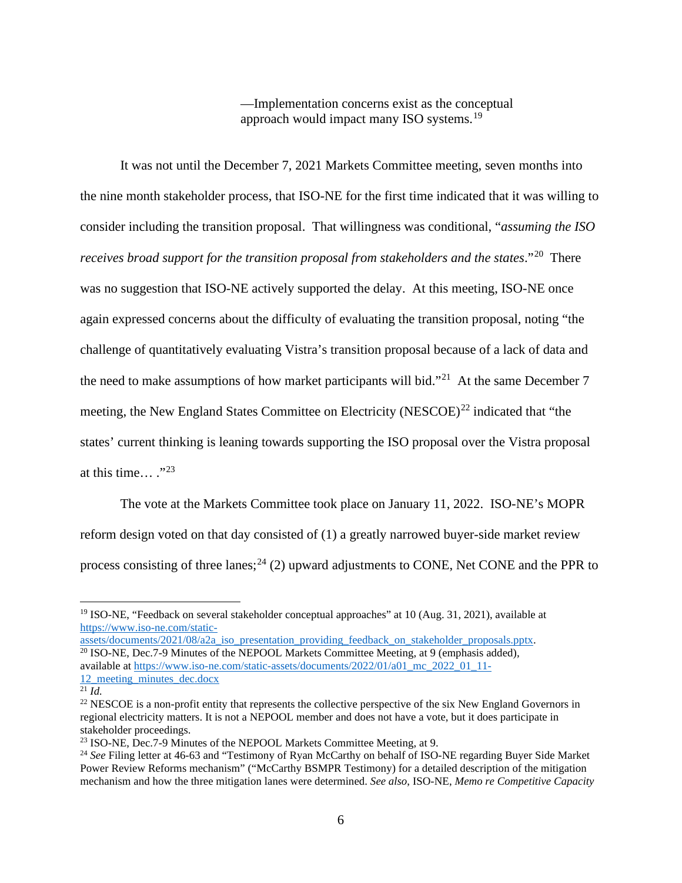—Implementation concerns exist as the conceptual approach would impact many ISO systems.[19]

It was not until the December 7, 2021 Markets Committee meeting, seven months into the nine month stakeholder process, that ISO-NE for the first time indicated that it was willing to consider including the transition proposal. That willingness was conditional, "*assuming the ISO receives broad support for the transition proposal from stakeholders and the states*."[20] There was no suggestion that ISO-NE actively supported the delay. At this meeting, ISO-NE once again expressed concerns about the difficulty of evaluating the transition proposal, noting "the challenge of quantitatively evaluating Vistra's transition proposal because of a lack of data and the need to make assumptions of how market participants will bid."[21] At the same December 7 meeting, the New England States Committee on Electricity (NESCOE)[22] indicated that "the states' current thinking is leaning towards supporting the ISO proposal over the Vistra proposal at this time… ."[23]

The vote at the Markets Committee took place on January 11, 2022. ISO-NE's MOPR reform design voted on that day consisted of (1) a greatly narrowed buyer-side market review process consisting of three lanes;[24] (2) upward adjustments to CONE, Net CONE and the PPR to

---

[19] ISO-NE, "Feedback on several stakeholder conceptual approaches" at 10 (Aug. 31, 2021), available at https://www.iso-ne.com/static-assets/documents/2021/08/a2a_iso_presentation_providing_feedback_on_stakeholder_proposals.pptx.

[20] ISO-NE, Dec.7-9 Minutes of the NEPOOL Markets Committee Meeting, at 9 (emphasis added), available at https://www.iso-ne.com/static-assets/documents/2022/01/a01_mc_2022_01_11-12_meeting_minutes_dec.docx

[21] *Id.*

[22] NESCOE is a non-profit entity that represents the collective perspective of the six New England Governors in regional electricity matters. It is not a NEPOOL member and does not have a vote, but it does participate in stakeholder proceedings.

[23] ISO-NE, Dec.7-9 Minutes of the NEPOOL Markets Committee Meeting, at 9.

[24] *See* Filing letter at 46-63 and "Testimony of Ryan McCarthy on behalf of ISO-NE regarding Buyer Side Market Power Review Reforms mechanism" ("McCarthy BSMPR Testimony) for a detailed description of the mitigation mechanism and how the three mitigation lanes were determined. *See also*, ISO-NE, *Memo re Competitive Capacity*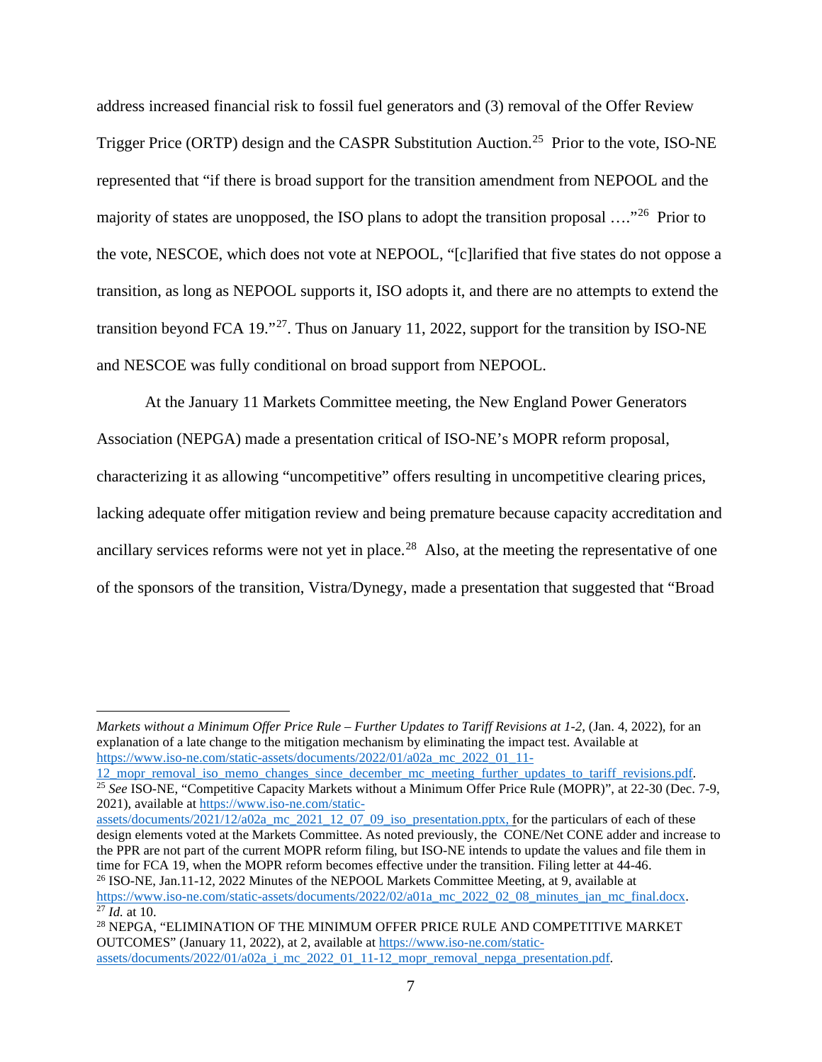address increased financial risk to fossil fuel generators and (3) removal of the Offer Review Trigger Price (ORTP) design and the CASPR Substitution Auction.[25] Prior to the vote, ISO-NE represented that "if there is broad support for the transition amendment from NEPOOL and the majority of states are unopposed, the ISO plans to adopt the transition proposal …."[26] Prior to the vote, NESCOE, which does not vote at NEPOOL, "[c]larified that five states do not oppose a transition, as long as NEPOOL supports it, ISO adopts it, and there are no attempts to extend the transition beyond FCA 19."[27]. Thus on January 11, 2022, support for the transition by ISO-NE and NESCOE was fully conditional on broad support from NEPOOL.

At the January 11 Markets Committee meeting, the New England Power Generators Association (NEPGA) made a presentation critical of ISO-NE's MOPR reform proposal, characterizing it as allowing "uncompetitive" offers resulting in uncompetitive clearing prices, lacking adequate offer mitigation review and being premature because capacity accreditation and ancillary services reforms were not yet in place.[28] Also, at the meeting the representative of one of the sponsors of the transition, Vistra/Dynegy, made a presentation that suggested that "Broad

---

*Markets without a Minimum Offer Price Rule – Further Updates to Tariff Revisions at 1-2,* (Jan. 4, 2022), for an explanation of a late change to the mitigation mechanism by eliminating the impact test. Available at https://www.iso-ne.com/static-assets/documents/2022/01/a02a_mc_2022_01_11-12_mopr_removal_iso_memo_changes_since_december_mc_meeting_further_updates_to_tariff_revisions.pdf.

[25] *See* ISO-NE, "Competitive Capacity Markets without a Minimum Offer Price Rule (MOPR)", at 22-30 (Dec. 7-9, 2021), available at https://www.iso-ne.com/static-assets/documents/2021/12/a02a_mc_2021_12_07_09_iso_presentation.pptx, for the particulars of each of these design elements voted at the Markets Committee. As noted previously, the CONE/Net CONE adder and increase to the PPR are not part of the current MOPR reform filing, but ISO-NE intends to update the values and file them in time for FCA 19, when the MOPR reform becomes effective under the transition. Filing letter at 44-46.

[26] ISO-NE, Jan.11-12, 2022 Minutes of the NEPOOL Markets Committee Meeting, at 9, available at https://www.iso-ne.com/static-assets/documents/2022/02/a01a_mc_2022_02_08_minutes_jan_mc_final.docx.

[27] *Id.* at 10.

[28] NEPGA, "ELIMINATION OF THE MINIMUM OFFER PRICE RULE AND COMPETITIVE MARKET OUTCOMES" (January 11, 2022), at 2, available at https://www.iso-ne.com/static-assets/documents/2022/01/a02a_i_mc_2022_01_11-12_mopr_removal_nepga_presentation.pdf.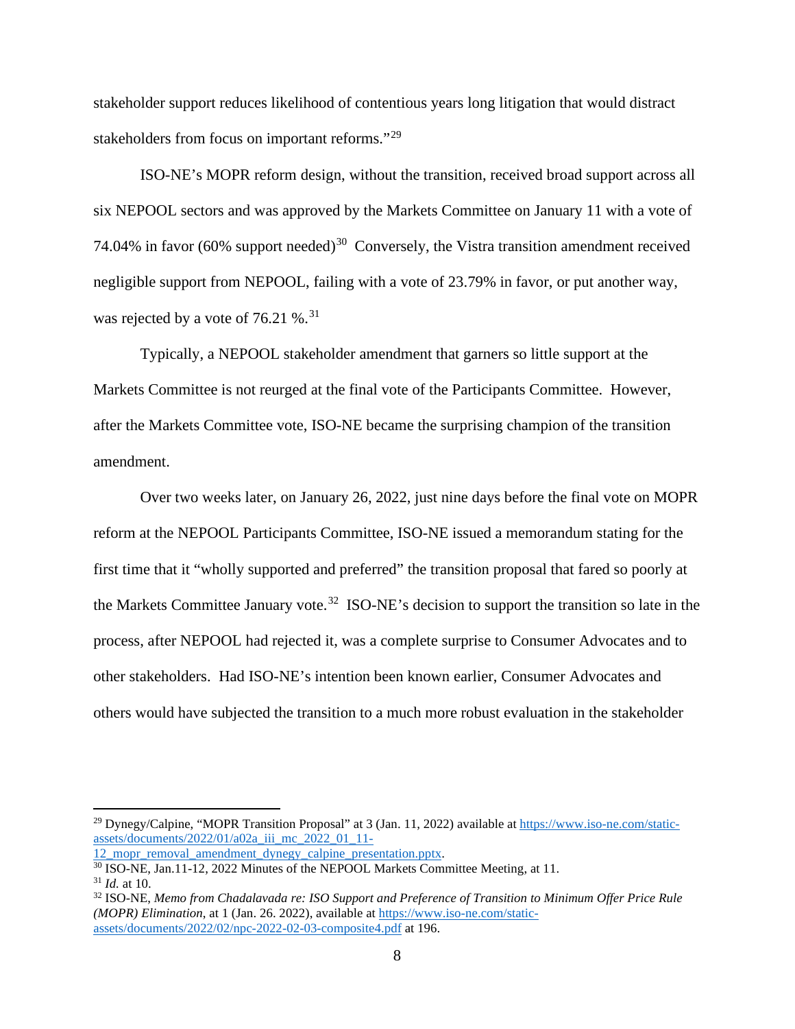stakeholder support reduces likelihood of contentious years long litigation that would distract stakeholders from focus on important reforms."[29]

ISO-NE's MOPR reform design, without the transition, received broad support across all six NEPOOL sectors and was approved by the Markets Committee on January 11 with a vote of 74.04% in favor (60% support needed)[30] Conversely, the Vistra transition amendment received negligible support from NEPOOL, failing with a vote of 23.79% in favor, or put another way, was rejected by a vote of 76.21 %.[31]

Typically, a NEPOOL stakeholder amendment that garners so little support at the Markets Committee is not reurged at the final vote of the Participants Committee. However, after the Markets Committee vote, ISO-NE became the surprising champion of the transition amendment.

Over two weeks later, on January 26, 2022, just nine days before the final vote on MOPR reform at the NEPOOL Participants Committee, ISO-NE issued a memorandum stating for the first time that it "wholly supported and preferred" the transition proposal that fared so poorly at the Markets Committee January vote.[32] ISO-NE's decision to support the transition so late in the process, after NEPOOL had rejected it, was a complete surprise to Consumer Advocates and to other stakeholders. Had ISO-NE's intention been known earlier, Consumer Advocates and others would have subjected the transition to a much more robust evaluation in the stakeholder

---

[29] Dynegy/Calpine, "MOPR Transition Proposal" at 3 (Jan. 11, 2022) available at https://www.iso-ne.com/static-assets/documents/2022/01/a02a_iii_mc_2022_01_11-12_mopr_removal_amendment_dynegy_calpine_presentation.pptx.

[30] ISO-NE, Jan.11-12, 2022 Minutes of the NEPOOL Markets Committee Meeting, at 11.

[31] *Id.* at 10.

[32] ISO-NE, *Memo from Chadalavada re: ISO Support and Preference of Transition to Minimum Offer Price Rule (MOPR) Elimination*, at 1 (Jan. 26. 2022), available at https://www.iso-ne.com/static-assets/documents/2022/02/npc-2022-02-03-composite4.pdf at 196.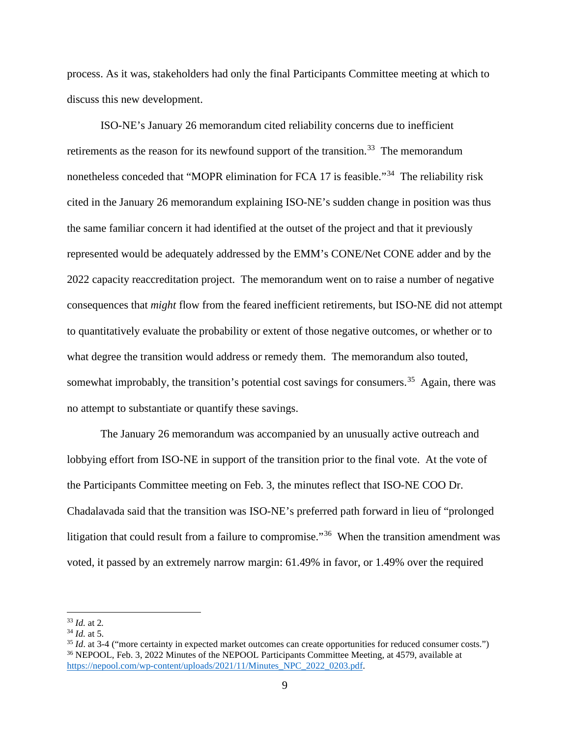process. As it was, stakeholders had only the final Participants Committee meeting at which to discuss this new development.

ISO-NE's January 26 memorandum cited reliability concerns due to inefficient retirements as the reason for its newfound support of the transition.[33] The memorandum nonetheless conceded that "MOPR elimination for FCA 17 is feasible."[34] The reliability risk cited in the January 26 memorandum explaining ISO-NE's sudden change in position was thus the same familiar concern it had identified at the outset of the project and that it previously represented would be adequately addressed by the EMM's CONE/Net CONE adder and by the 2022 capacity reaccreditation project. The memorandum went on to raise a number of negative consequences that *might* flow from the feared inefficient retirements, but ISO-NE did not attempt to quantitatively evaluate the probability or extent of those negative outcomes, or whether or to what degree the transition would address or remedy them. The memorandum also touted, somewhat improbably, the transition's potential cost savings for consumers.[35] Again, there was no attempt to substantiate or quantify these savings.

The January 26 memorandum was accompanied by an unusually active outreach and lobbying effort from ISO-NE in support of the transition prior to the final vote. At the vote of the Participants Committee meeting on Feb. 3, the minutes reflect that ISO-NE COO Dr. Chadalavada said that the transition was ISO-NE's preferred path forward in lieu of "prolonged litigation that could result from a failure to compromise."[36] When the transition amendment was voted, it passed by an extremely narrow margin: 61.49% in favor, or 1.49% over the required

---

[33] *Id.* at 2.

[34] *Id.* at 5.

[35] *Id*. at 3-4 ("more certainty in expected market outcomes can create opportunities for reduced consumer costs.")

[36] NEPOOL, Feb. 3, 2022 Minutes of the NEPOOL Participants Committee Meeting, at 4579, available at https://nepool.com/wp-content/uploads/2021/11/Minutes_NPC_2022_0203.pdf.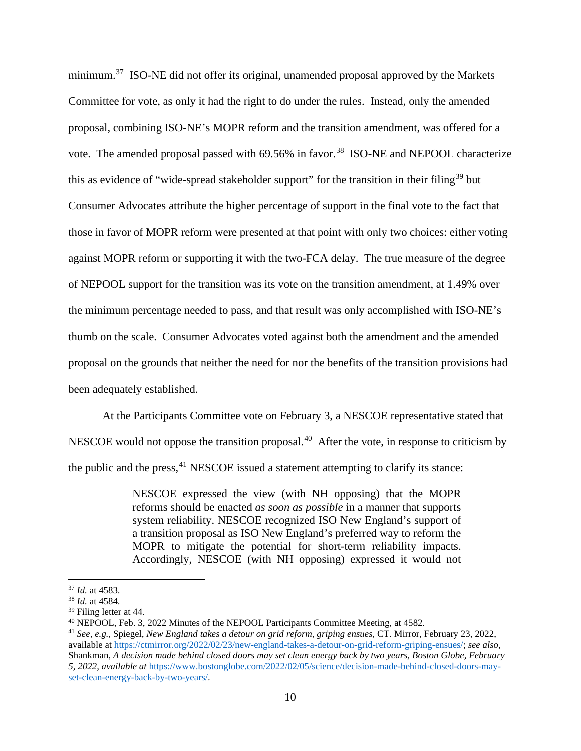minimum.[37] ISO-NE did not offer its original, unamended proposal approved by the Markets Committee for vote, as only it had the right to do under the rules. Instead, only the amended proposal, combining ISO-NE's MOPR reform and the transition amendment, was offered for a vote. The amended proposal passed with 69.56% in favor.[38] ISO-NE and NEPOOL characterize this as evidence of "wide-spread stakeholder support" for the transition in their filing[39] but Consumer Advocates attribute the higher percentage of support in the final vote to the fact that those in favor of MOPR reform were presented at that point with only two choices: either voting against MOPR reform or supporting it with the two-FCA delay. The true measure of the degree of NEPOOL support for the transition was its vote on the transition amendment, at 1.49% over the minimum percentage needed to pass, and that result was only accomplished with ISO-NE's thumb on the scale. Consumer Advocates voted against both the amendment and the amended proposal on the grounds that neither the need for nor the benefits of the transition provisions had been adequately established.

At the Participants Committee vote on February 3, a NESCOE representative stated that NESCOE would not oppose the transition proposal.[40] After the vote, in response to criticism by the public and the press,[41] NESCOE issued a statement attempting to clarify its stance:

> NESCOE expressed the view (with NH opposing) that the MOPR reforms should be enacted *as soon as possible* in a manner that supports system reliability. NESCOE recognized ISO New England's support of a transition proposal as ISO New England's preferred way to reform the MOPR to mitigate the potential for short-term reliability impacts. Accordingly, NESCOE (with NH opposing) expressed it would not

---

[37] *Id.* at 4583.

[38] *Id.* at 4584.

[39] Filing letter at 44.

[40] NEPOOL, Feb. 3, 2022 Minutes of the NEPOOL Participants Committee Meeting, at 4582.

[41] *See, e.g.*, Spiegel, *New England takes a detour on grid reform, griping ensues*, CT. Mirror, February 23, 2022, available at https://ctmirror.org/2022/02/23/new-england-takes-a-detour-on-grid-reform-griping-ensues/; *see also*, Shankman, *A decision made behind closed doors may set clean energy back by two years, Boston Globe, February 5, 2022, available at* https://www.bostonglobe.com/2022/02/05/science/decision-made-behind-closed-doors-may-set-clean-energy-back-by-two-years/.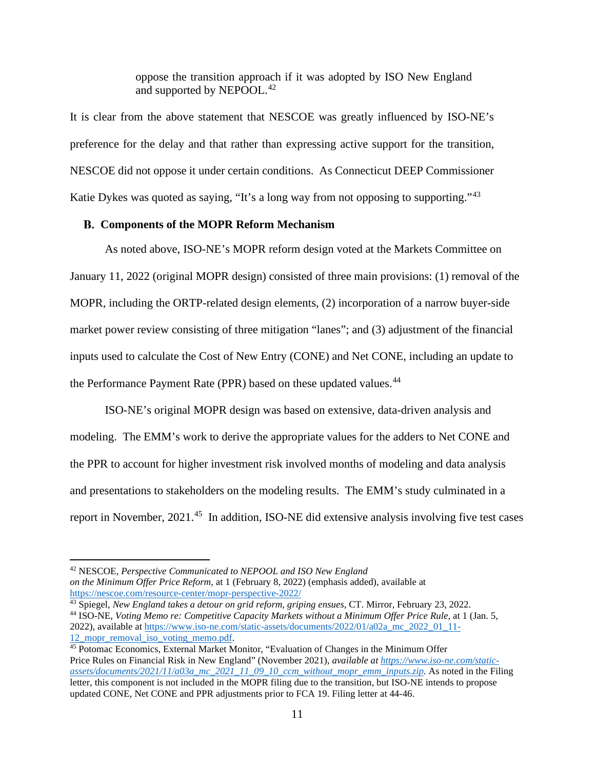> oppose the transition approach if it was adopted by ISO New England and supported by NEPOOL.[42]

It is clear from the above statement that NESCOE was greatly influenced by ISO-NE's preference for the delay and that rather than expressing active support for the transition, NESCOE did not oppose it under certain conditions. As Connecticut DEEP Commissioner Katie Dykes was quoted as saying, "It's a long way from not opposing to supporting."[43]

### B. Components of the MOPR Reform Mechanism

As noted above, ISO-NE's MOPR reform design voted at the Markets Committee on January 11, 2022 (original MOPR design) consisted of three main provisions: (1) removal of the MOPR, including the ORTP-related design elements, (2) incorporation of a narrow buyer-side market power review consisting of three mitigation "lanes"; and (3) adjustment of the financial inputs used to calculate the Cost of New Entry (CONE) and Net CONE, including an update to the Performance Payment Rate (PPR) based on these updated values.[44]

ISO-NE's original MOPR design was based on extensive, data-driven analysis and modeling. The EMM's work to derive the appropriate values for the adders to Net CONE and the PPR to account for higher investment risk involved months of modeling and data analysis and presentations to stakeholders on the modeling results. The EMM's study culminated in a report in November, 2021.[45] In addition, ISO-NE did extensive analysis involving five test cases

---

[42] NESCOE, *Perspective Communicated to NEPOOL and ISO New England on the Minimum Offer Price Reform*, at 1 (February 8, 2022) (emphasis added), available at https://nescoe.com/resource-center/mopr-perspective-2022/

[43] Spiegel, *New England takes a detour on grid reform, griping ensues,* CT. Mirror, February 23, 2022.

[44] ISO-NE, *Voting Memo re: Competitive Capacity Markets without a Minimum Offer Price Rule,* at 1 (Jan. 5, 2022), available at https://www.iso-ne.com/static-assets/documents/2022/01/a02a_mc_2022_01_11-12_mopr_removal_iso_voting_memo.pdf.

[45] Potomac Economics, External Market Monitor, "Evaluation of Changes in the Minimum Offer Price Rules on Financial Risk in New England" (November 2021), *available at https://www.iso-ne.com/static-assets/documents/2021/11/a03a_mc_2021_11_09_10_ccm_without_mopr_emm_inputs.zip*. As noted in the Filing letter, this component is not included in the MOPR filing due to the transition, but ISO-NE intends to propose updated CONE, Net CONE and PPR adjustments prior to FCA 19. Filing letter at 44-46.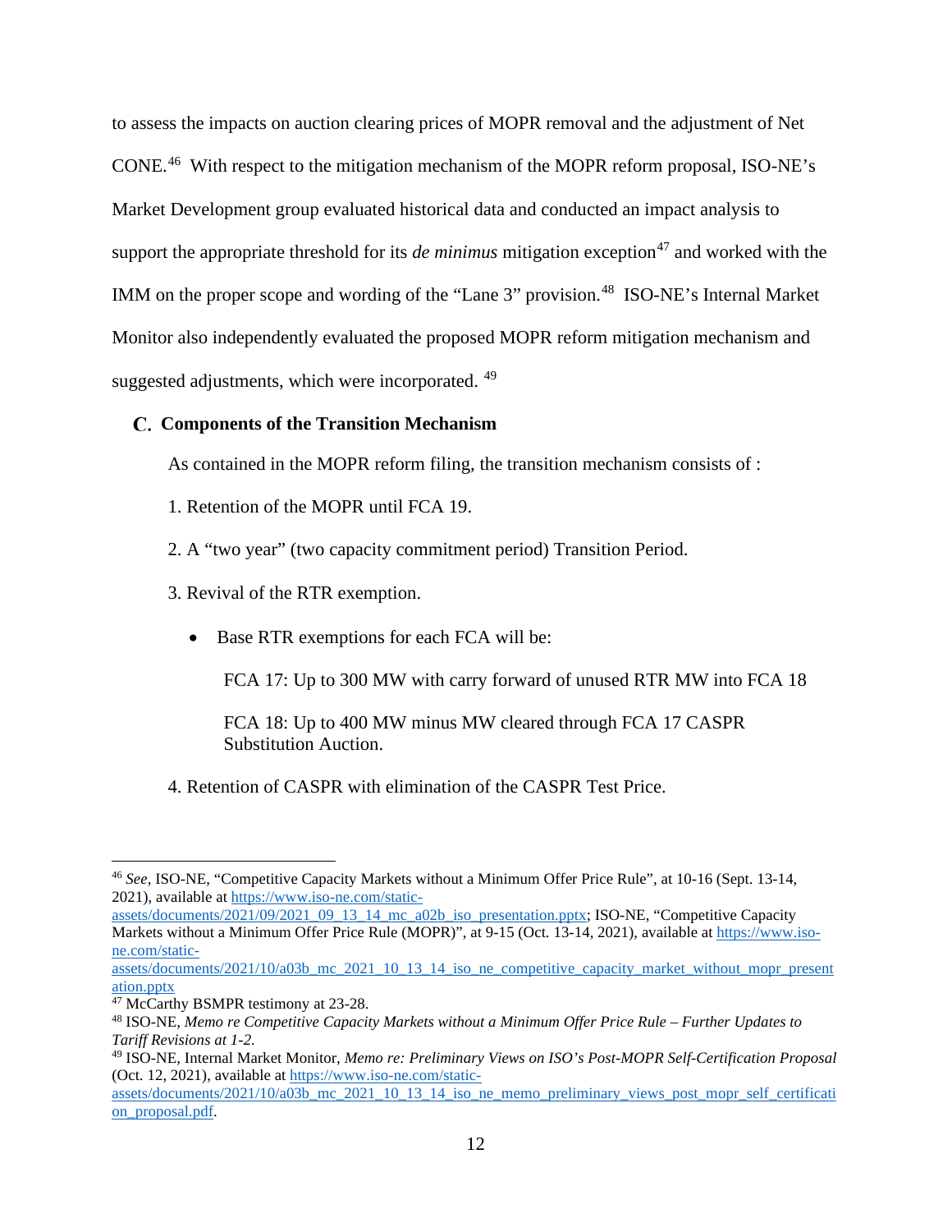to assess the impacts on auction clearing prices of MOPR removal and the adjustment of Net CONE.[46] With respect to the mitigation mechanism of the MOPR reform proposal, ISO-NE's Market Development group evaluated historical data and conducted an impact analysis to support the appropriate threshold for its *de minimus* mitigation exception[47] and worked with the IMM on the proper scope and wording of the "Lane 3" provision.[48] ISO-NE's Internal Market Monitor also independently evaluated the proposed MOPR reform mitigation mechanism and suggested adjustments, which were incorporated. [49]

### C. Components of the Transition Mechanism

As contained in the MOPR reform filing, the transition mechanism consists of :

1. Retention of the MOPR until FCA 19.

2. A "two year" (two capacity commitment period) Transition Period.

3. Revival of the RTR exemption.

   - Base RTR exemptions for each FCA will be:

     FCA 17: Up to 300 MW with carry forward of unused RTR MW into FCA 18

     FCA 18: Up to 400 MW minus MW cleared through FCA 17 CASPR Substitution Auction.

4. Retention of CASPR with elimination of the CASPR Test Price.

---

[46] *See*, ISO-NE, "Competitive Capacity Markets without a Minimum Offer Price Rule", at 10-16 (Sept. 13-14, 2021), available at https://www.iso-ne.com/static-assets/documents/2021/09/2021_09_13_14_mc_a02b_iso_presentation.pptx; ISO-NE, "Competitive Capacity Markets without a Minimum Offer Price Rule (MOPR)", at 9-15 (Oct. 13-14, 2021), available at https://www.iso-ne.com/static-assets/documents/2021/10/a03b_mc_2021_10_13_14_iso_ne_competitive_capacity_market_without_mopr_presentation.pptx

[47] McCarthy BSMPR testimony at 23-28.

[48] ISO-NE, *Memo re Competitive Capacity Markets without a Minimum Offer Price Rule – Further Updates to Tariff Revisions at 1-2.*

[49] ISO-NE, Internal Market Monitor, *Memo re: Preliminary Views on ISO's Post-MOPR Self-Certification Proposal* (Oct. 12, 2021), available at https://www.iso-ne.com/static-assets/documents/2021/10/a03b_mc_2021_10_13_14_iso_ne_memo_preliminary_views_post_mopr_self_certification_proposal.pdf.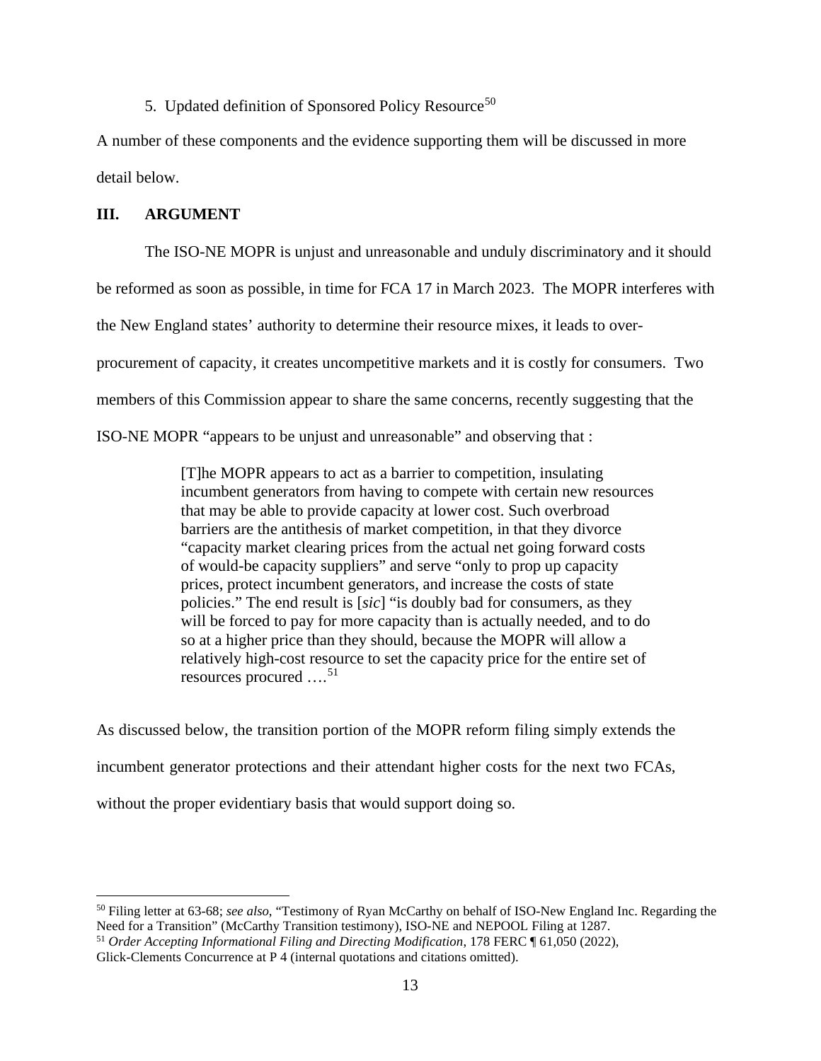5. Updated definition of Sponsored Policy Resource[50]

A number of these components and the evidence supporting them will be discussed in more detail below.

## III. ARGUMENT

The ISO-NE MOPR is unjust and unreasonable and unduly discriminatory and it should be reformed as soon as possible, in time for FCA 17 in March 2023. The MOPR interferes with the New England states' authority to determine their resource mixes, it leads to over-procurement of capacity, it creates uncompetitive markets and it is costly for consumers. Two members of this Commission appear to share the same concerns, recently suggesting that the ISO-NE MOPR "appears to be unjust and unreasonable" and observing that :

> [T]he MOPR appears to act as a barrier to competition, insulating incumbent generators from having to compete with certain new resources that may be able to provide capacity at lower cost. Such overbroad barriers are the antithesis of market competition, in that they divorce "capacity market clearing prices from the actual net going forward costs of would-be capacity suppliers" and serve "only to prop up capacity prices, protect incumbent generators, and increase the costs of state policies." The end result is [*sic*] "is doubly bad for consumers, as they will be forced to pay for more capacity than is actually needed, and to do so at a higher price than they should, because the MOPR will allow a relatively high-cost resource to set the capacity price for the entire set of resources procured ….[51]

As discussed below, the transition portion of the MOPR reform filing simply extends the incumbent generator protections and their attendant higher costs for the next two FCAs, without the proper evidentiary basis that would support doing so.

---

[50] Filing letter at 63-68; *see also*, "Testimony of Ryan McCarthy on behalf of ISO-New England Inc. Regarding the Need for a Transition" (McCarthy Transition testimony), ISO-NE and NEPOOL Filing at 1287.

[51] *Order Accepting Informational Filing and Directing Modification*, 178 FERC ¶ 61,050 (2022), Glick-Clements Concurrence at P 4 (internal quotations and citations omitted).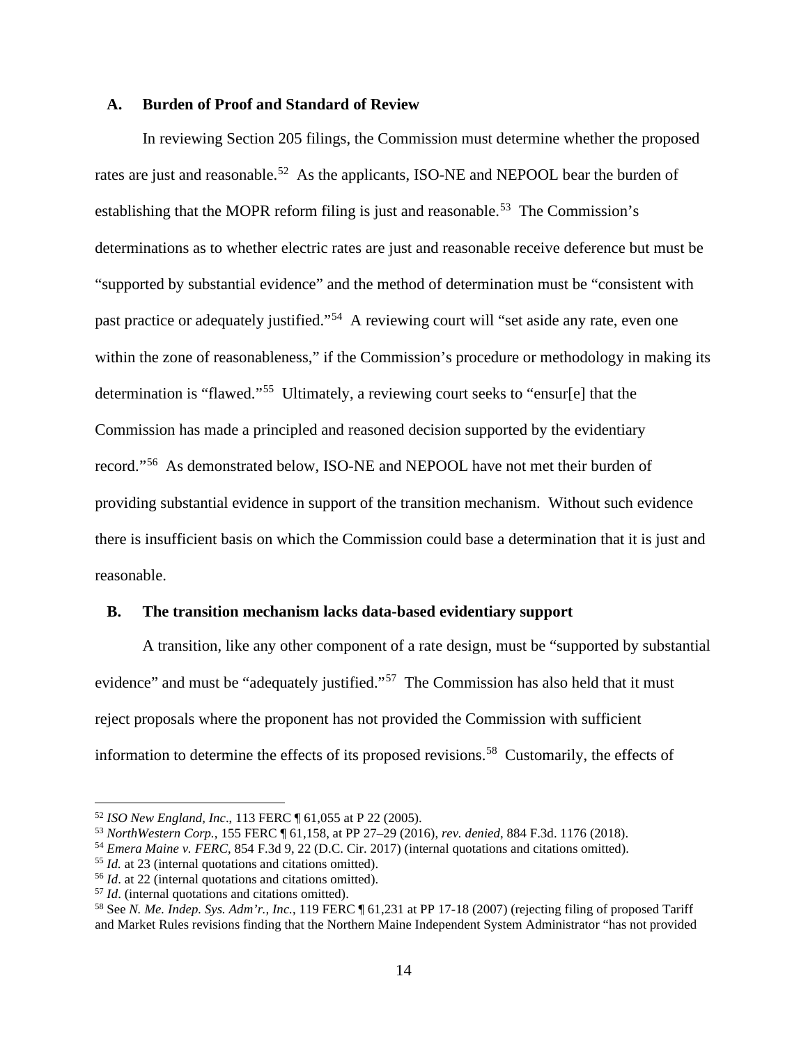## A. Burden of Proof and Standard of Review

In reviewing Section 205 filings, the Commission must determine whether the proposed rates are just and reasonable.[52] As the applicants, ISO-NE and NEPOOL bear the burden of establishing that the MOPR reform filing is just and reasonable.[53] The Commission's determinations as to whether electric rates are just and reasonable receive deference but must be "supported by substantial evidence" and the method of determination must be "consistent with past practice or adequately justified."[54] A reviewing court will "set aside any rate, even one within the zone of reasonableness," if the Commission's procedure or methodology in making its determination is "flawed."[55] Ultimately, a reviewing court seeks to "ensur[e] that the Commission has made a principled and reasoned decision supported by the evidentiary record."[56] As demonstrated below, ISO-NE and NEPOOL have not met their burden of providing substantial evidence in support of the transition mechanism. Without such evidence there is insufficient basis on which the Commission could base a determination that it is just and reasonable.

## B. The transition mechanism lacks data-based evidentiary support

A transition, like any other component of a rate design, must be "supported by substantial evidence" and must be "adequately justified."[57] The Commission has also held that it must reject proposals where the proponent has not provided the Commission with sufficient information to determine the effects of its proposed revisions.[58] Customarily, the effects of

---

[52] *ISO New England, Inc*., 113 FERC ¶ 61,055 at P 22 (2005).

[53] *NorthWestern Corp.*, 155 FERC ¶ 61,158, at PP 27–29 (2016), *rev. denied*, 884 F.3d. 1176 (2018).

[54] *Emera Maine v. FERC*, 854 F.3d 9, 22 (D.C. Cir. 2017) (internal quotations and citations omitted).

[55] *Id.* at 23 (internal quotations and citations omitted).

[56] *Id*. at 22 (internal quotations and citations omitted).

[57] *Id*. (internal quotations and citations omitted).

[58] See *N. Me. Indep. Sys. Adm'r., Inc.*, 119 FERC ¶ 61,231 at PP 17-18 (2007) (rejecting filing of proposed Tariff and Market Rules revisions finding that the Northern Maine Independent System Administrator "has not provided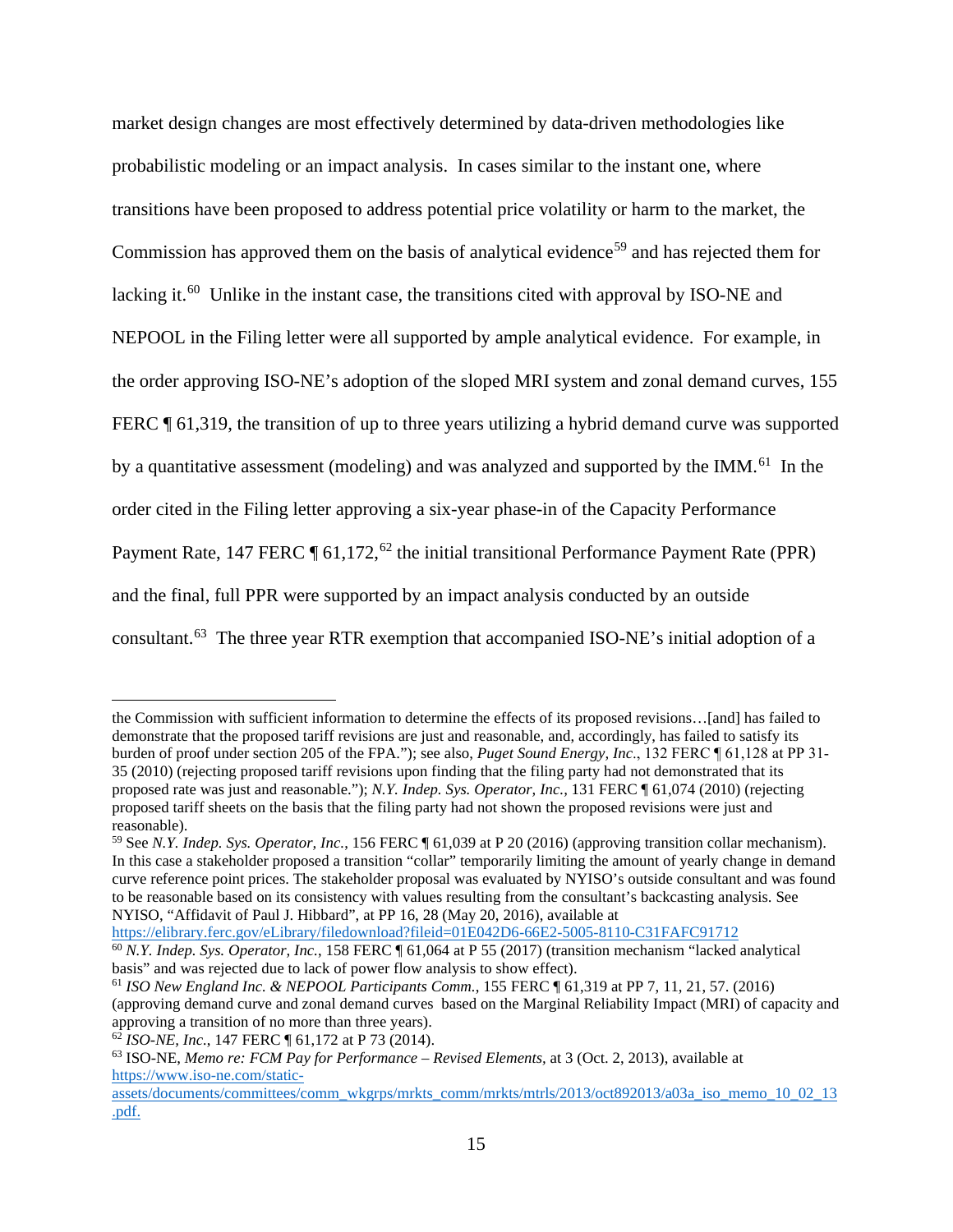market design changes are most effectively determined by data-driven methodologies like probabilistic modeling or an impact analysis. In cases similar to the instant one, where transitions have been proposed to address potential price volatility or harm to the market, the Commission has approved them on the basis of analytical evidence[59] and has rejected them for lacking it.[60] Unlike in the instant case, the transitions cited with approval by ISO-NE and NEPOOL in the Filing letter were all supported by ample analytical evidence. For example, in the order approving ISO-NE's adoption of the sloped MRI system and zonal demand curves, 155 FERC ¶ 61,319, the transition of up to three years utilizing a hybrid demand curve was supported by a quantitative assessment (modeling) and was analyzed and supported by the IMM.[61] In the order cited in the Filing letter approving a six-year phase-in of the Capacity Performance Payment Rate, 147 FERC ¶ 61,172,[62] the initial transitional Performance Payment Rate (PPR) and the final, full PPR were supported by an impact analysis conducted by an outside consultant.[63] The three year RTR exemption that accompanied ISO-NE's initial adoption of a

---

the Commission with sufficient information to determine the effects of its proposed revisions…[and] has failed to demonstrate that the proposed tariff revisions are just and reasonable, and, accordingly, has failed to satisfy its burden of proof under section 205 of the FPA."); see also, *Puget Sound Energy, Inc*., 132 FERC ¶ 61,128 at PP 31-35 (2010) (rejecting proposed tariff revisions upon finding that the filing party had not demonstrated that its proposed rate was just and reasonable."); *N.Y. Indep. Sys. Operator, Inc.,* 131 FERC ¶ 61,074 (2010) (rejecting proposed tariff sheets on the basis that the filing party had not shown the proposed revisions were just and reasonable).

[59] See *N.Y. Indep. Sys. Operator, Inc.*, 156 FERC ¶ 61,039 at P 20 (2016) (approving transition collar mechanism). In this case a stakeholder proposed a transition "collar" temporarily limiting the amount of yearly change in demand curve reference point prices. The stakeholder proposal was evaluated by NYISO's outside consultant and was found to be reasonable based on its consistency with values resulting from the consultant's backcasting analysis. See NYISO, "Affidavit of Paul J. Hibbard", at PP 16, 28 (May 20, 2016), available at https://elibrary.ferc.gov/eLibrary/filedownload?fileid=01E042D6-66E2-5005-8110-C31FAFC91712

[60] *N.Y. Indep. Sys. Operator, Inc.*, 158 FERC ¶ 61,064 at P 55 (2017) (transition mechanism "lacked analytical basis" and was rejected due to lack of power flow analysis to show effect).

[61] *ISO New England Inc. & NEPOOL Participants Comm.*, 155 FERC ¶ 61,319 at PP 7, 11, 21, 57. (2016) (approving demand curve and zonal demand curves based on the Marginal Reliability Impact (MRI) of capacity and approving a transition of no more than three years).

[62] *ISO-NE, Inc.*, 147 FERC ¶ 61,172 at P 73 (2014).

[63] ISO-NE, *Memo re: FCM Pay for Performance – Revised Elements*, at 3 (Oct. 2, 2013), available at https://www.iso-ne.com/static-assets/documents/committees/comm_wkgrps/mrkts_comm/mrkts/mtrls/2013/oct892013/a03a_iso_memo_10_02_13.pdf.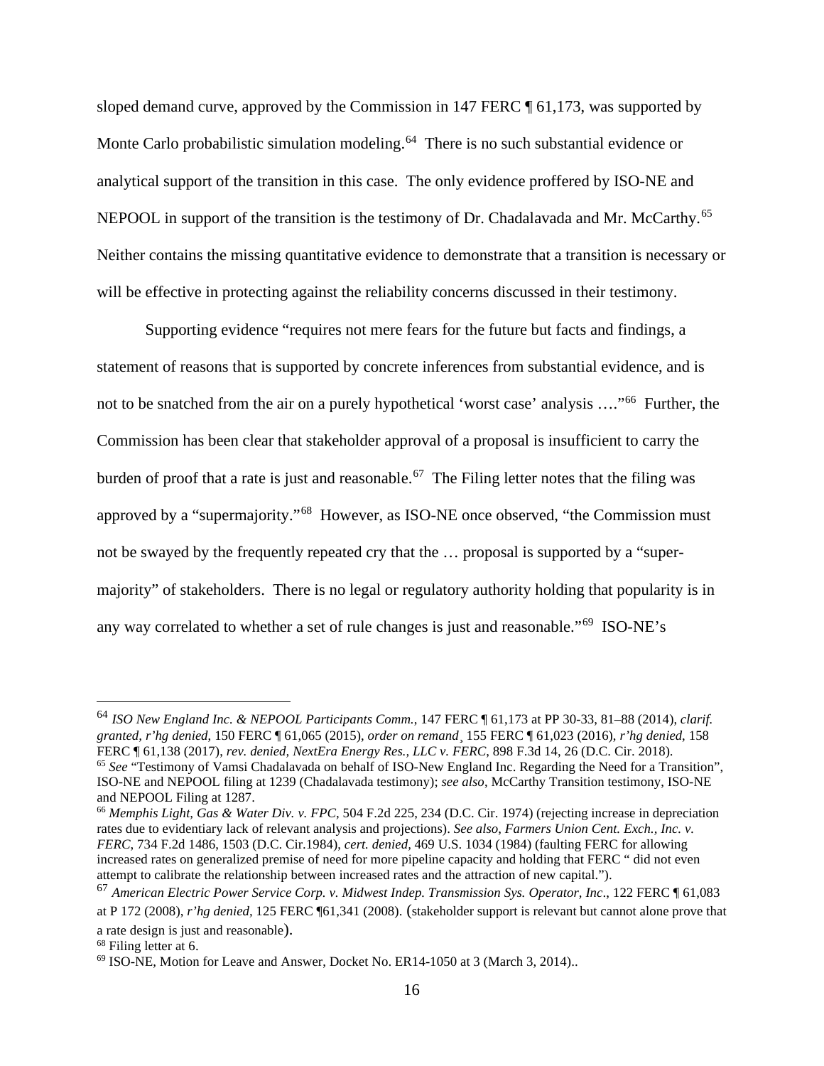sloped demand curve, approved by the Commission in 147 FERC ¶ 61,173, was supported by Monte Carlo probabilistic simulation modeling.[64] There is no such substantial evidence or analytical support of the transition in this case. The only evidence proffered by ISO-NE and NEPOOL in support of the transition is the testimony of Dr. Chadalavada and Mr. McCarthy.[65] Neither contains the missing quantitative evidence to demonstrate that a transition is necessary or will be effective in protecting against the reliability concerns discussed in their testimony.

Supporting evidence "requires not mere fears for the future but facts and findings, a statement of reasons that is supported by concrete inferences from substantial evidence, and is not to be snatched from the air on a purely hypothetical 'worst case' analysis …."[66] Further, the Commission has been clear that stakeholder approval of a proposal is insufficient to carry the burden of proof that a rate is just and reasonable.[67] The Filing letter notes that the filing was approved by a "supermajority."[68] However, as ISO-NE once observed, "the Commission must not be swayed by the frequently repeated cry that the … proposal is supported by a "super-majority" of stakeholders. There is no legal or regulatory authority holding that popularity is in any way correlated to whether a set of rule changes is just and reasonable."[69] ISO-NE's

---

[64] *ISO New England Inc. & NEPOOL Participants Comm.*, 147 FERC ¶ 61,173 at PP 30-33, 81–88 (2014), *clarif. granted, r'hg denied*, 150 FERC ¶ 61,065 (2015), *order on remand*¸ 155 FERC ¶ 61,023 (2016), *r'hg denied*, 158 FERC ¶ 61,138 (2017), *rev. denied*, *NextEra Energy Res., LLC v. FERC*, 898 F.3d 14, 26 (D.C. Cir. 2018).

[65] *See* "Testimony of Vamsi Chadalavada on behalf of ISO-New England Inc. Regarding the Need for a Transition", ISO-NE and NEPOOL filing at 1239 (Chadalavada testimony); *see also*, McCarthy Transition testimony, ISO-NE and NEPOOL Filing at 1287.

[66] *Memphis Light, Gas & Water Div. v. FPC*, 504 F.2d 225, 234 (D.C. Cir. 1974) (rejecting increase in depreciation rates due to evidentiary lack of relevant analysis and projections). *See also*, *Farmers Union Cent. Exch., Inc. v. FERC*, 734 F.2d 1486, 1503 (D.C. Cir.1984), *cert. denied*, 469 U.S. 1034 (1984) (faulting FERC for allowing increased rates on generalized premise of need for more pipeline capacity and holding that FERC " did not even attempt to calibrate the relationship between increased rates and the attraction of new capital.").

[67] *American Electric Power Service Corp. v. Midwest Indep. Transmission Sys. Operator, Inc*., 122 FERC ¶ 61,083 at P 172 (2008), *r'hg denied*, 125 FERC ¶61,341 (2008). (stakeholder support is relevant but cannot alone prove that a rate design is just and reasonable).

[68] Filing letter at 6.

[69] ISO-NE, Motion for Leave and Answer, Docket No. ER14-1050 at 3 (March 3, 2014)..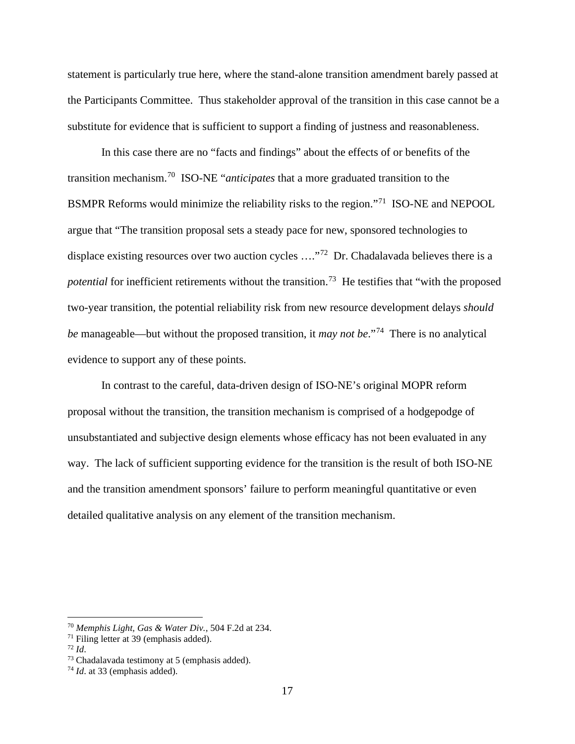statement is particularly true here, where the stand-alone transition amendment barely passed at the Participants Committee. Thus stakeholder approval of the transition in this case cannot be a substitute for evidence that is sufficient to support a finding of justness and reasonableness.

In this case there are no "facts and findings" about the effects of or benefits of the transition mechanism.[70] ISO-NE "*anticipates* that a more graduated transition to the BSMPR Reforms would minimize the reliability risks to the region."[71] ISO-NE and NEPOOL argue that "The transition proposal sets a steady pace for new, sponsored technologies to displace existing resources over two auction cycles …."[72] Dr. Chadalavada believes there is a *potential* for inefficient retirements without the transition.[73] He testifies that "with the proposed two-year transition, the potential reliability risk from new resource development delays *should be* manageable—but without the proposed transition, it *may not be*."[74] There is no analytical evidence to support any of these points.

In contrast to the careful, data-driven design of ISO-NE's original MOPR reform proposal without the transition, the transition mechanism is comprised of a hodgepodge of unsubstantiated and subjective design elements whose efficacy has not been evaluated in any way. The lack of sufficient supporting evidence for the transition is the result of both ISO-NE and the transition amendment sponsors' failure to perform meaningful quantitative or even detailed qualitative analysis on any element of the transition mechanism.

---

[70] *Memphis Light, Gas & Water Div.*, 504 F.2d at 234.

[71] Filing letter at 39 (emphasis added).

[72] *Id*.

[73] Chadalavada testimony at 5 (emphasis added).

[74] *Id*. at 33 (emphasis added).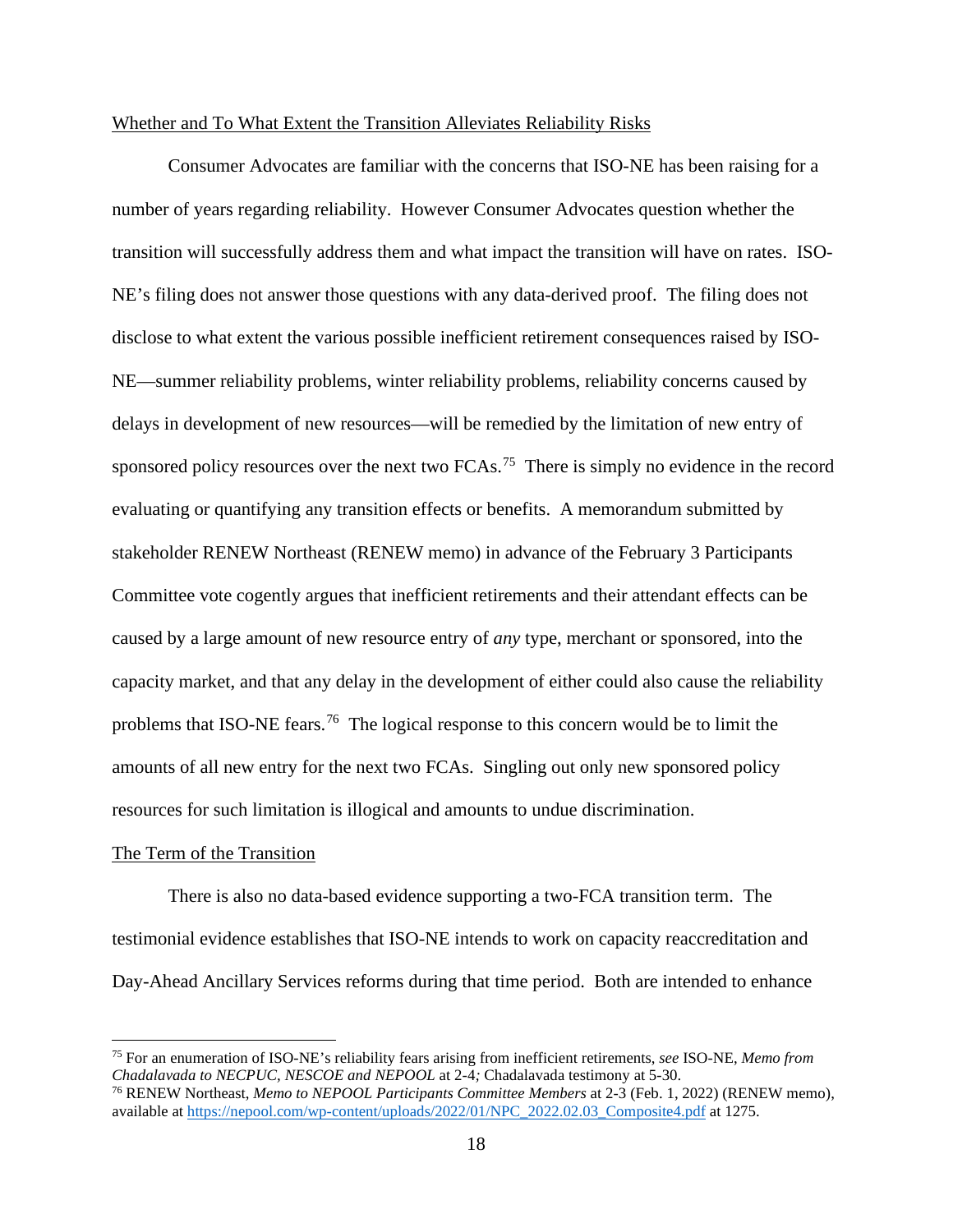Whether and To What Extent the Transition Alleviates Reliability Risks

Consumer Advocates are familiar with the concerns that ISO-NE has been raising for a number of years regarding reliability. However Consumer Advocates question whether the transition will successfully address them and what impact the transition will have on rates. ISO-NE's filing does not answer those questions with any data-derived proof. The filing does not disclose to what extent the various possible inefficient retirement consequences raised by ISO-NE—summer reliability problems, winter reliability problems, reliability concerns caused by delays in development of new resources—will be remedied by the limitation of new entry of sponsored policy resources over the next two FCAs.[75] There is simply no evidence in the record evaluating or quantifying any transition effects or benefits. A memorandum submitted by stakeholder RENEW Northeast (RENEW memo) in advance of the February 3 Participants Committee vote cogently argues that inefficient retirements and their attendant effects can be caused by a large amount of new resource entry of *any* type, merchant or sponsored, into the capacity market, and that any delay in the development of either could also cause the reliability problems that ISO-NE fears.[76] The logical response to this concern would be to limit the amounts of all new entry for the next two FCAs. Singling out only new sponsored policy resources for such limitation is illogical and amounts to undue discrimination.

The Term of the Transition

There is also no data-based evidence supporting a two-FCA transition term. The testimonial evidence establishes that ISO-NE intends to work on capacity reaccreditation and Day-Ahead Ancillary Services reforms during that time period. Both are intended to enhance

[75] For an enumeration of ISO-NE's reliability fears arising from inefficient retirements, *see* ISO-NE, *Memo from Chadalavada to NECPUC, NESCOE and NEPOOL* at 2-4*;* Chadalavada testimony at 5-30.

[76] RENEW Northeast, *Memo to NEPOOL Participants Committee Members* at 2-3 (Feb. 1, 2022) (RENEW memo), available at https://nepool.com/wp-content/uploads/2022/01/NPC_2022.02.03_Composite4.pdf at 1275.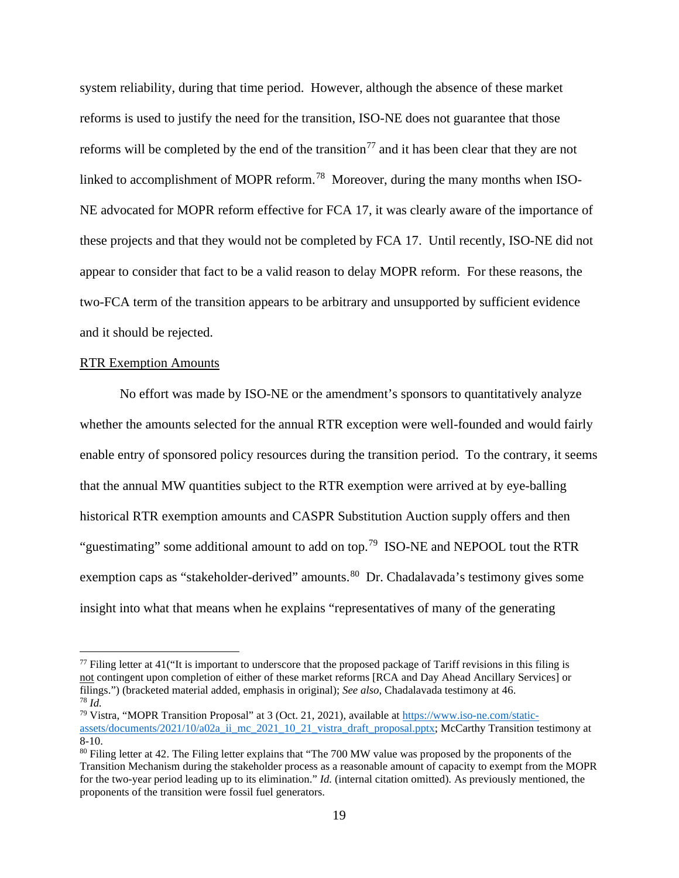system reliability, during that time period. However, although the absence of these market reforms is used to justify the need for the transition, ISO-NE does not guarantee that those reforms will be completed by the end of the transition[77] and it has been clear that they are not linked to accomplishment of MOPR reform.[78] Moreover, during the many months when ISO-NE advocated for MOPR reform effective for FCA 17, it was clearly aware of the importance of these projects and that they would not be completed by FCA 17. Until recently, ISO-NE did not appear to consider that fact to be a valid reason to delay MOPR reform. For these reasons, the two-FCA term of the transition appears to be arbitrary and unsupported by sufficient evidence and it should be rejected.

<u>RTR Exemption Amounts</u>

No effort was made by ISO-NE or the amendment's sponsors to quantitatively analyze whether the amounts selected for the annual RTR exception were well-founded and would fairly enable entry of sponsored policy resources during the transition period. To the contrary, it seems that the annual MW quantities subject to the RTR exemption were arrived at by eye-balling historical RTR exemption amounts and CASPR Substitution Auction supply offers and then "guestimating" some additional amount to add on top.[79] ISO-NE and NEPOOL tout the RTR exemption caps as "stakeholder-derived" amounts.[80] Dr. Chadalavada's testimony gives some insight into what that means when he explains "representatives of many of the generating

---

[77] Filing letter at 41("It is important to underscore that the proposed package of Tariff revisions in this filing is <u>not</u> contingent upon completion of either of these market reforms [RCA and Day Ahead Ancillary Services] or filings.") (bracketed material added, emphasis in original); *See also*, Chadalavada testimony at 46.

[78] *Id.*

[79] Vistra, "MOPR Transition Proposal" at 3 (Oct. 21, 2021), available at https://www.iso-ne.com/static-assets/documents/2021/10/a02a_ii_mc_2021_10_21_vistra_draft_proposal.pptx; McCarthy Transition testimony at 8-10.

[80] Filing letter at 42. The Filing letter explains that "The 700 MW value was proposed by the proponents of the Transition Mechanism during the stakeholder process as a reasonable amount of capacity to exempt from the MOPR for the two-year period leading up to its elimination." *Id.* (internal citation omitted). As previously mentioned, the proponents of the transition were fossil fuel generators.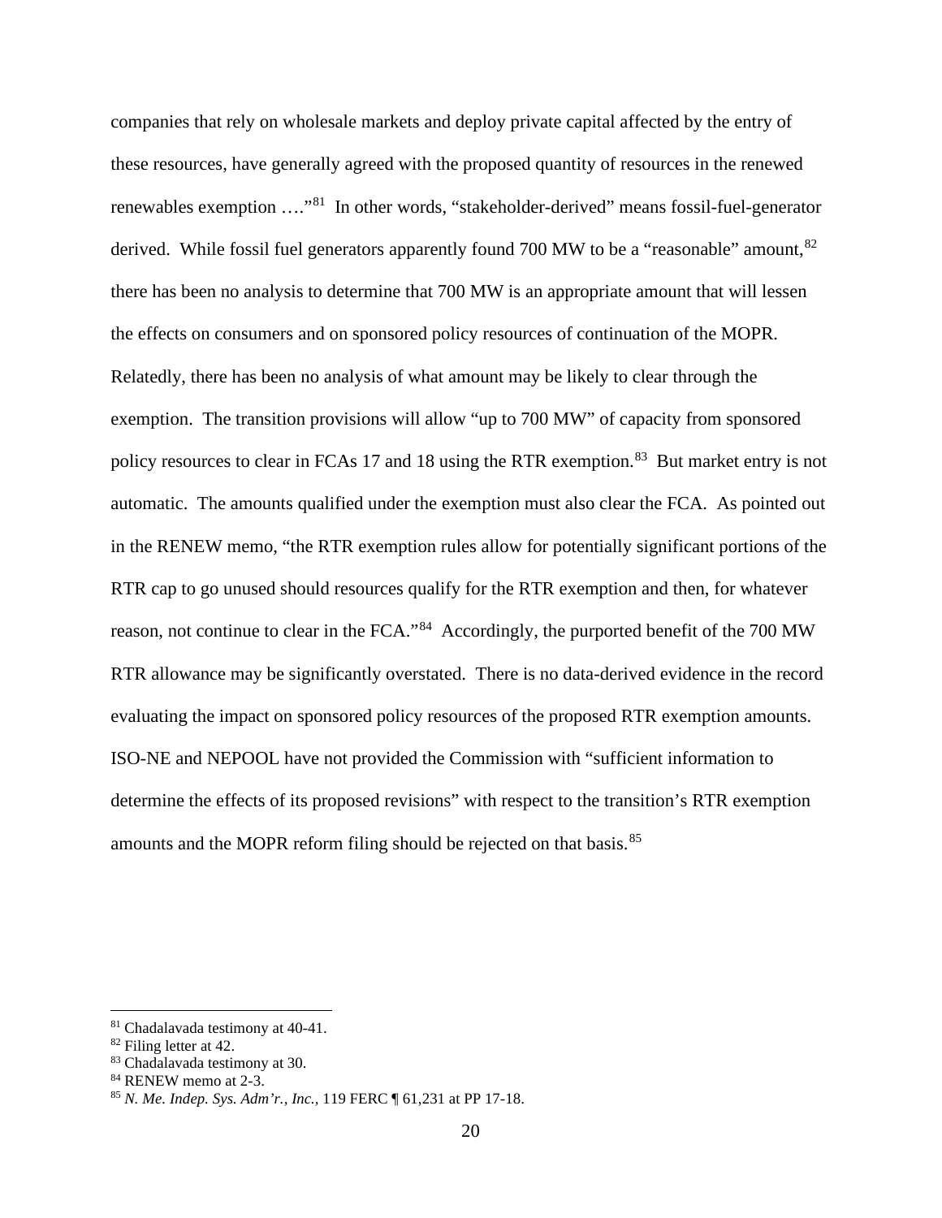companies that rely on wholesale markets and deploy private capital affected by the entry of these resources, have generally agreed with the proposed quantity of resources in the renewed renewables exemption …."[81] In other words, "stakeholder-derived" means fossil-fuel-generator derived. While fossil fuel generators apparently found 700 MW to be a "reasonable" amount,[82] there has been no analysis to determine that 700 MW is an appropriate amount that will lessen the effects on consumers and on sponsored policy resources of continuation of the MOPR. Relatedly, there has been no analysis of what amount may be likely to clear through the exemption. The transition provisions will allow "up to 700 MW" of capacity from sponsored policy resources to clear in FCAs 17 and 18 using the RTR exemption.[83] But market entry is not automatic. The amounts qualified under the exemption must also clear the FCA. As pointed out in the RENEW memo, "the RTR exemption rules allow for potentially significant portions of the RTR cap to go unused should resources qualify for the RTR exemption and then, for whatever reason, not continue to clear in the FCA."[84] Accordingly, the purported benefit of the 700 MW RTR allowance may be significantly overstated. There is no data-derived evidence in the record evaluating the impact on sponsored policy resources of the proposed RTR exemption amounts. ISO-NE and NEPOOL have not provided the Commission with "sufficient information to determine the effects of its proposed revisions" with respect to the transition's RTR exemption amounts and the MOPR reform filing should be rejected on that basis.[85]

---

[81] Chadalavada testimony at 40-41.

[82] Filing letter at 42.

[83] Chadalavada testimony at 30.

[84] RENEW memo at 2-3.

[85] *N. Me. Indep. Sys. Adm'r., Inc.*, 119 FERC ¶ 61,231 at PP 17-18.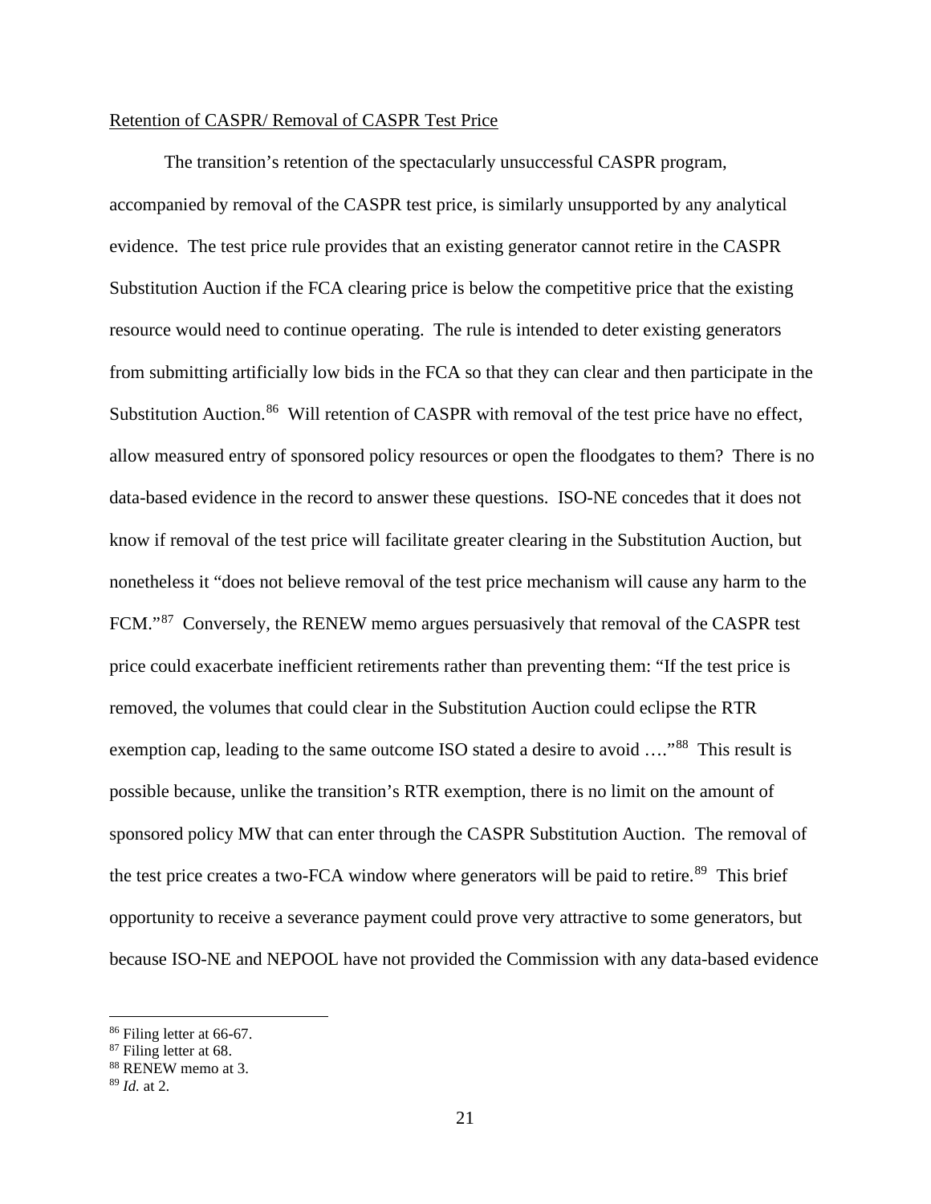Retention of CASPR/ Removal of CASPR Test Price

The transition's retention of the spectacularly unsuccessful CASPR program, accompanied by removal of the CASPR test price, is similarly unsupported by any analytical evidence. The test price rule provides that an existing generator cannot retire in the CASPR Substitution Auction if the FCA clearing price is below the competitive price that the existing resource would need to continue operating. The rule is intended to deter existing generators from submitting artificially low bids in the FCA so that they can clear and then participate in the Substitution Auction.[86] Will retention of CASPR with removal of the test price have no effect, allow measured entry of sponsored policy resources or open the floodgates to them? There is no data-based evidence in the record to answer these questions. ISO-NE concedes that it does not know if removal of the test price will facilitate greater clearing in the Substitution Auction, but nonetheless it "does not believe removal of the test price mechanism will cause any harm to the FCM."[87] Conversely, the RENEW memo argues persuasively that removal of the CASPR test price could exacerbate inefficient retirements rather than preventing them: "If the test price is removed, the volumes that could clear in the Substitution Auction could eclipse the RTR exemption cap, leading to the same outcome ISO stated a desire to avoid …."[88] This result is possible because, unlike the transition's RTR exemption, there is no limit on the amount of sponsored policy MW that can enter through the CASPR Substitution Auction. The removal of the test price creates a two-FCA window where generators will be paid to retire.[89] This brief opportunity to receive a severance payment could prove very attractive to some generators, but because ISO-NE and NEPOOL have not provided the Commission with any data-based evidence

[86] Filing letter at 66-67.
[87] Filing letter at 68.
[88] RENEW memo at 3.
[89] *Id.* at 2.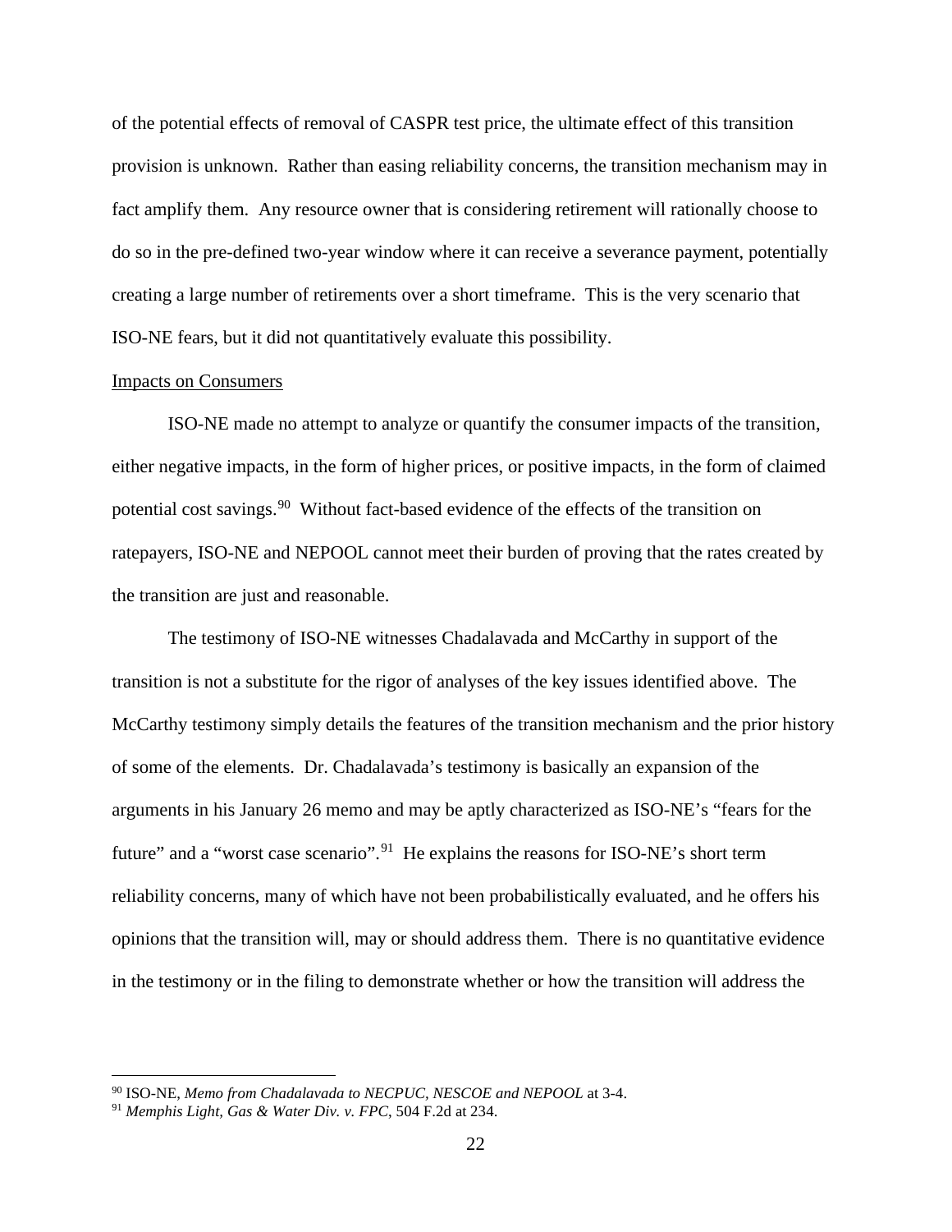of the potential effects of removal of CASPR test price, the ultimate effect of this transition provision is unknown. Rather than easing reliability concerns, the transition mechanism may in fact amplify them. Any resource owner that is considering retirement will rationally choose to do so in the pre-defined two-year window where it can receive a severance payment, potentially creating a large number of retirements over a short timeframe. This is the very scenario that ISO-NE fears, but it did not quantitatively evaluate this possibility.

Impacts on Consumers

ISO-NE made no attempt to analyze or quantify the consumer impacts of the transition, either negative impacts, in the form of higher prices, or positive impacts, in the form of claimed potential cost savings.[90] Without fact-based evidence of the effects of the transition on ratepayers, ISO-NE and NEPOOL cannot meet their burden of proving that the rates created by the transition are just and reasonable.

The testimony of ISO-NE witnesses Chadalavada and McCarthy in support of the transition is not a substitute for the rigor of analyses of the key issues identified above. The McCarthy testimony simply details the features of the transition mechanism and the prior history of some of the elements. Dr. Chadalavada's testimony is basically an expansion of the arguments in his January 26 memo and may be aptly characterized as ISO-NE's "fears for the future" and a "worst case scenario".[91] He explains the reasons for ISO-NE's short term reliability concerns, many of which have not been probabilistically evaluated, and he offers his opinions that the transition will, may or should address them. There is no quantitative evidence in the testimony or in the filing to demonstrate whether or how the transition will address the

[90] ISO-NE, *Memo from Chadalavada to NECPUC, NESCOE and NEPOOL* at 3-4.

[91] *Memphis Light, Gas & Water Div. v. FPC*, 504 F.2d at 234.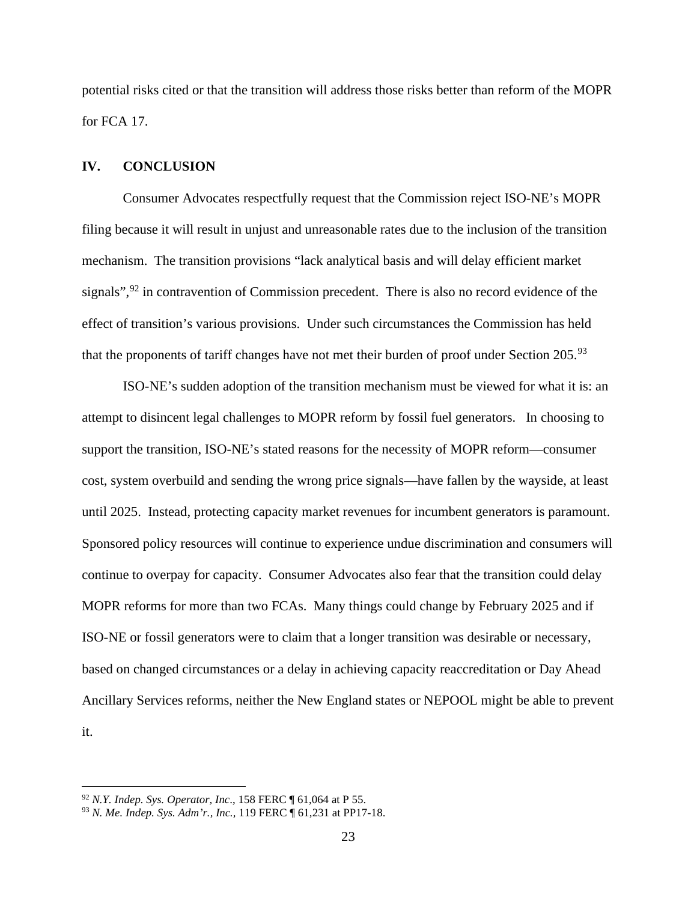potential risks cited or that the transition will address those risks better than reform of the MOPR for FCA 17.

## IV. CONCLUSION

Consumer Advocates respectfully request that the Commission reject ISO-NE's MOPR filing because it will result in unjust and unreasonable rates due to the inclusion of the transition mechanism. The transition provisions "lack analytical basis and will delay efficient market signals",[92] in contravention of Commission precedent. There is also no record evidence of the effect of transition's various provisions. Under such circumstances the Commission has held that the proponents of tariff changes have not met their burden of proof under Section 205.[93]

ISO-NE's sudden adoption of the transition mechanism must be viewed for what it is: an attempt to disincent legal challenges to MOPR reform by fossil fuel generators. In choosing to support the transition, ISO-NE's stated reasons for the necessity of MOPR reform—consumer cost, system overbuild and sending the wrong price signals—have fallen by the wayside, at least until 2025. Instead, protecting capacity market revenues for incumbent generators is paramount. Sponsored policy resources will continue to experience undue discrimination and consumers will continue to overpay for capacity. Consumer Advocates also fear that the transition could delay MOPR reforms for more than two FCAs. Many things could change by February 2025 and if ISO-NE or fossil generators were to claim that a longer transition was desirable or necessary, based on changed circumstances or a delay in achieving capacity reaccreditation or Day Ahead Ancillary Services reforms, neither the New England states or NEPOOL might be able to prevent it.

---

[92] *N.Y. Indep. Sys. Operator, Inc*., 158 FERC ¶ 61,064 at P 55.

[93] *N. Me. Indep. Sys. Adm'r., Inc.,* 119 FERC ¶ 61,231 at PP17-18.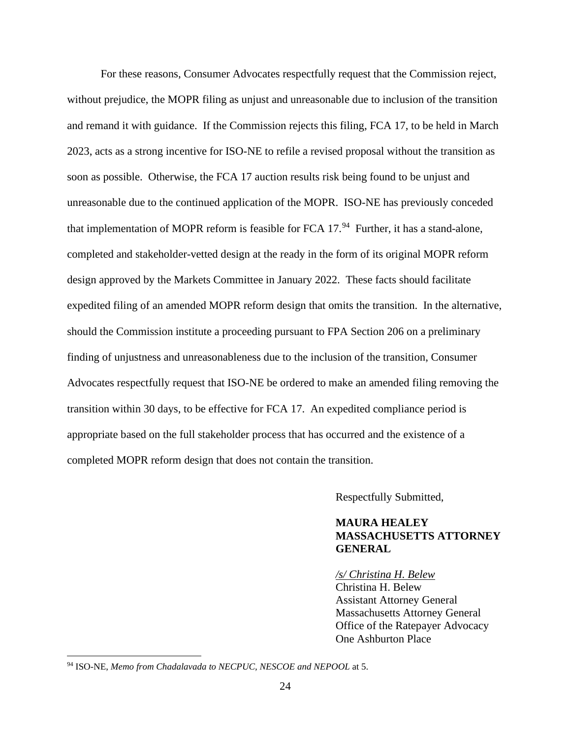For these reasons, Consumer Advocates respectfully request that the Commission reject, without prejudice, the MOPR filing as unjust and unreasonable due to inclusion of the transition and remand it with guidance. If the Commission rejects this filing, FCA 17, to be held in March 2023, acts as a strong incentive for ISO-NE to refile a revised proposal without the transition as soon as possible. Otherwise, the FCA 17 auction results risk being found to be unjust and unreasonable due to the continued application of the MOPR. ISO-NE has previously conceded that implementation of MOPR reform is feasible for FCA 17.[94] Further, it has a stand-alone, completed and stakeholder-vetted design at the ready in the form of its original MOPR reform design approved by the Markets Committee in January 2022. These facts should facilitate expedited filing of an amended MOPR reform design that omits the transition. In the alternative, should the Commission institute a proceeding pursuant to FPA Section 206 on a preliminary finding of unjustness and unreasonableness due to the inclusion of the transition, Consumer Advocates respectfully request that ISO-NE be ordered to make an amended filing removing the transition within 30 days, to be effective for FCA 17. An expedited compliance period is appropriate based on the full stakeholder process that has occurred and the existence of a completed MOPR reform design that does not contain the transition.

Respectfully Submitted,

**MAURA HEALEY**
**MASSACHUSETTS ATTORNEY GENERAL**

*/s/ Christina H. Belew*
Christina H. Belew
Assistant Attorney General
Massachusetts Attorney General
Office of the Ratepayer Advocacy
One Ashburton Place

[94] ISO-NE, *Memo from Chadalavada to NECPUC, NESCOE and NEPOOL* at 5.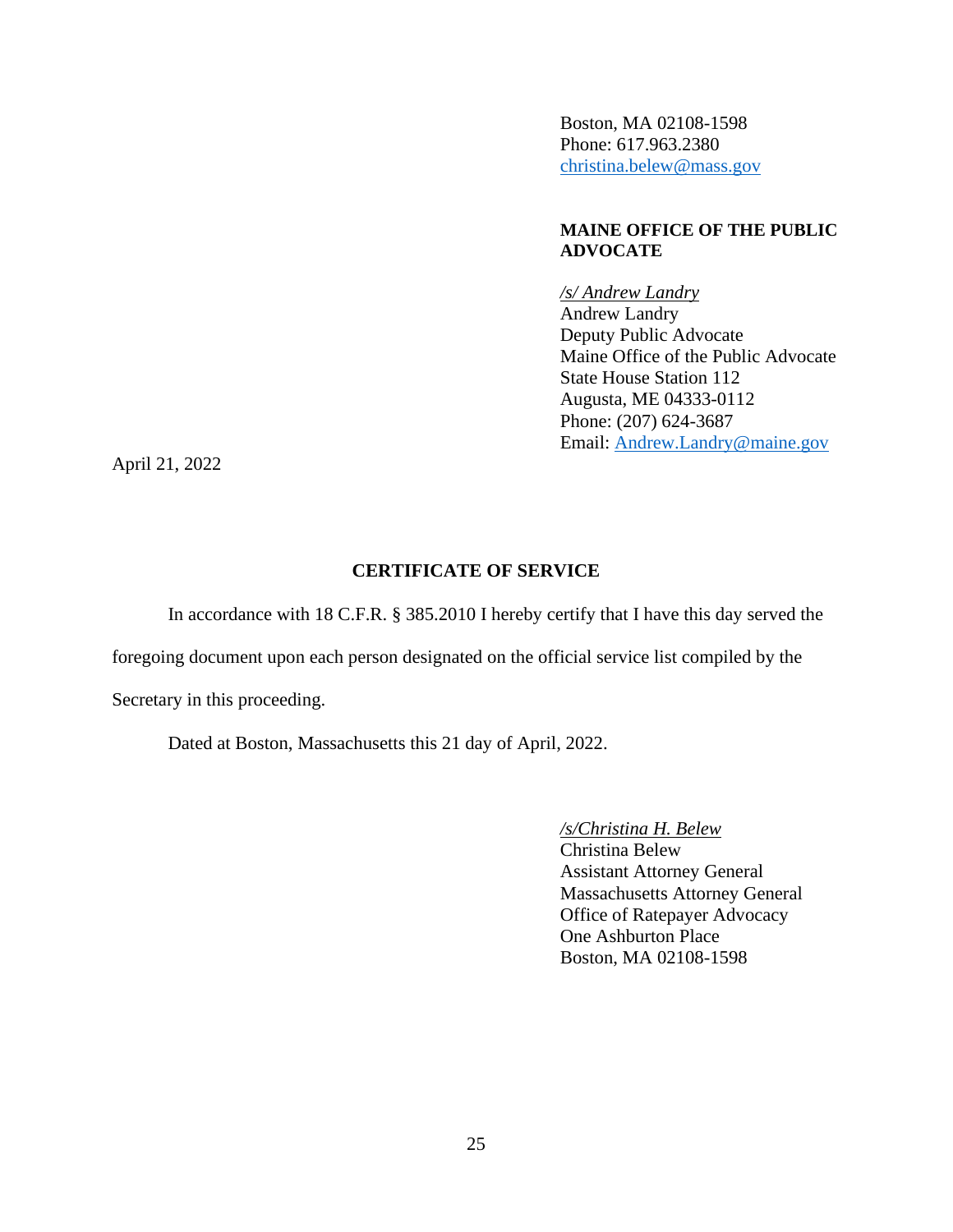Boston, MA 02108-1598
Phone: 617.963.2380
christina.belew@mass.gov

**MAINE OFFICE OF THE PUBLIC ADVOCATE**

*/s/ Andrew Landry*
Andrew Landry
Deputy Public Advocate
Maine Office of the Public Advocate
State House Station 112
Augusta, ME 04333-0112
Phone: (207) 624-3687
Email: Andrew.Landry@maine.gov

April 21, 2022

## CERTIFICATE OF SERVICE

In accordance with 18 C.F.R. § 385.2010 I hereby certify that I have this day served the foregoing document upon each person designated on the official service list compiled by the Secretary in this proceeding.

Dated at Boston, Massachusetts this 21 day of April, 2022.

*/s/Christina H. Belew*
Christina Belew
Assistant Attorney General
Massachusetts Attorney General
Office of Ratepayer Advocacy
One Ashburton Place
Boston, MA 02108-1598